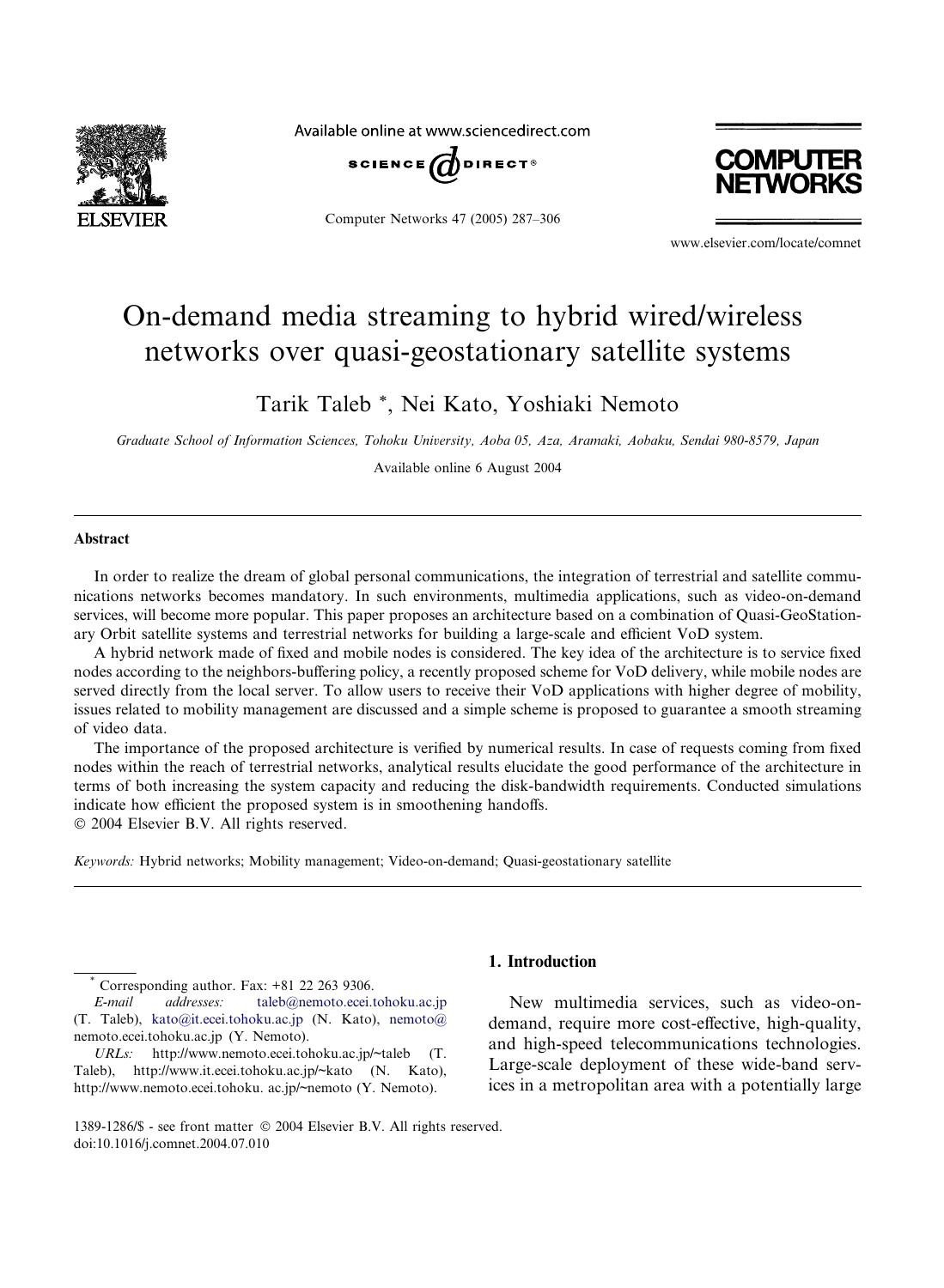Available online at www.sciencedirect.com

Computer Networks 47 (2005) 287–306

www.elsevier.com/locate/comnet

# On-demand media streaming to hybrid wired/wireless networks over quasi-geostationary satellite systems

Tarik Taleb *, Nei Kato, Yoshiaki Nemoto

*Graduate School of Information Sciences, Tohoku University, Aoba 05, Aza, Aramaki, Aobaku, Sendai 980-8579, Japan*

Available online 6 August 2004

## Abstract

In order to realize the dream of global personal communications, the integration of terrestrial and satellite communications networks becomes mandatory. In such environments, multimedia applications, such as video-on-demand services, will become more popular. This paper proposes an architecture based on a combination of Quasi-GeoStationary Orbit satellite systems and terrestrial networks for building a large-scale and efficient VoD system.

A hybrid network made of fixed and mobile nodes is considered. The key idea of the architecture is to service fixed nodes according to the neighbors-buffering policy, a recently proposed scheme for VoD delivery, while mobile nodes are served directly from the local server. To allow users to receive their VoD applications with higher degree of mobility, issues related to mobility management are discussed and a simple scheme is proposed to guarantee a smooth streaming of video data.

The importance of the proposed architecture is verified by numerical results. In case of requests coming from fixed nodes within the reach of terrestrial networks, analytical results elucidate the good performance of the architecture in terms of both increasing the system capacity and reducing the disk-bandwidth requirements. Conducted simulations indicate how efficient the proposed system is in smoothening handoffs.

© 2004 Elsevier B.V. All rights reserved.

*Keywords:* Hybrid networks; Mobility management; Video-on-demand; Quasi-geostationary satellite

## 1. Introduction

New multimedia services, such as video-on-demand, require more cost-effective, high-quality, and high-speed telecommunications technologies. Large-scale deployment of these wide-band services in a metropolitan area with a potentially large

---

* Corresponding author. Fax: +81 22 263 9306.

*E-mail addresses:* taleb@nemoto.ecei.tohoku.ac.jp (T. Taleb), kato@it.ecei.tohoku.ac.jp (N. Kato), nemoto@nemoto.ecei.tohoku.ac.jp (Y. Nemoto).

*URLs:* http://www.nemoto.ecei.tohoku.ac.jp/~taleb (T. Taleb), http://www.it.ecei.tohoku.ac.jp/~kato (N. Kato), http://www.nemoto.ecei.tohoku. ac.jp/~nemoto (Y. Nemoto).

1389-1286/$ - see front matter © 2004 Elsevier B.V. All rights reserved.
doi:10.1016/j.comnet.2004.07.010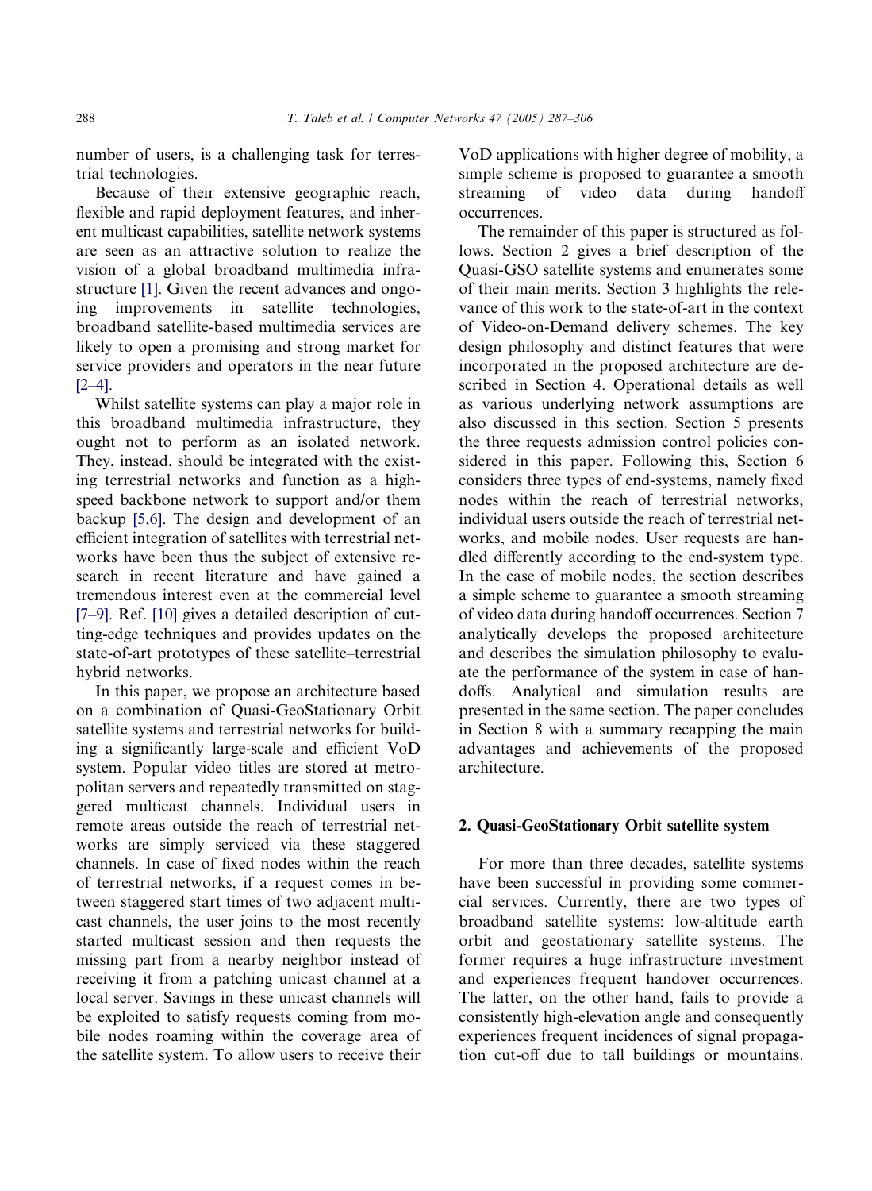number of users, is a challenging task for terrestrial technologies.

Because of their extensive geographic reach, flexible and rapid deployment features, and inherent multicast capabilities, satellite network systems are seen as an attractive solution to realize the vision of a global broadband multimedia infrastructure [1]. Given the recent advances and ongoing improvements in satellite technologies, broadband satellite-based multimedia services are likely to open a promising and strong market for service providers and operators in the near future [2–4].

Whilst satellite systems can play a major role in this broadband multimedia infrastructure, they ought not to perform as an isolated network. They, instead, should be integrated with the existing terrestrial networks and function as a high-speed backbone network to support and/or them backup [5,6]. The design and development of an efficient integration of satellites with terrestrial networks have been thus the subject of extensive research in recent literature and have gained a tremendous interest even at the commercial level [7–9]. Ref. [10] gives a detailed description of cutting-edge techniques and provides updates on the state-of-art prototypes of these satellite–terrestrial hybrid networks.

In this paper, we propose an architecture based on a combination of Quasi-GeoStationary Orbit satellite systems and terrestrial networks for building a significantly large-scale and efficient VoD system. Popular video titles are stored at metropolitan servers and repeatedly transmitted on staggered multicast channels. Individual users in remote areas outside the reach of terrestrial networks are simply serviced via these staggered channels. In case of fixed nodes within the reach of terrestrial networks, if a request comes in between staggered start times of two adjacent multicast channels, the user joins to the most recently started multicast session and then requests the missing part from a nearby neighbor instead of receiving it from a patching unicast channel at a local server. Savings in these unicast channels will be exploited to satisfy requests coming from mobile nodes roaming within the coverage area of the satellite system. To allow users to receive their VoD applications with higher degree of mobility, a simple scheme is proposed to guarantee a smooth streaming of video data during handoff occurrences.

The remainder of this paper is structured as follows. Section 2 gives a brief description of the Quasi-GSO satellite systems and enumerates some of their main merits. Section 3 highlights the relevance of this work to the state-of-art in the context of Video-on-Demand delivery schemes. The key design philosophy and distinct features that were incorporated in the proposed architecture are described in Section 4. Operational details as well as various underlying network assumptions are also discussed in this section. Section 5 presents the three requests admission control policies considered in this paper. Following this, Section 6 considers three types of end-systems, namely fixed nodes within the reach of terrestrial networks, individual users outside the reach of terrestrial networks, and mobile nodes. User requests are handled differently according to the end-system type. In the case of mobile nodes, the section describes a simple scheme to guarantee a smooth streaming of video data during handoff occurrences. Section 7 analytically develops the proposed architecture and describes the simulation philosophy to evaluate the performance of the system in case of handoffs. Analytical and simulation results are presented in the same section. The paper concludes in Section 8 with a summary recapping the main advantages and achievements of the proposed architecture.

## 2. Quasi-GeoStationary Orbit satellite system

For more than three decades, satellite systems have been successful in providing some commercial services. Currently, there are two types of broadband satellite systems: low-altitude earth orbit and geostationary satellite systems. The former requires a huge infrastructure investment and experiences frequent handover occurrences. The latter, on the other hand, fails to provide a consistently high-elevation angle and consequently experiences frequent incidences of signal propagation cut-off due to tall buildings or mountains.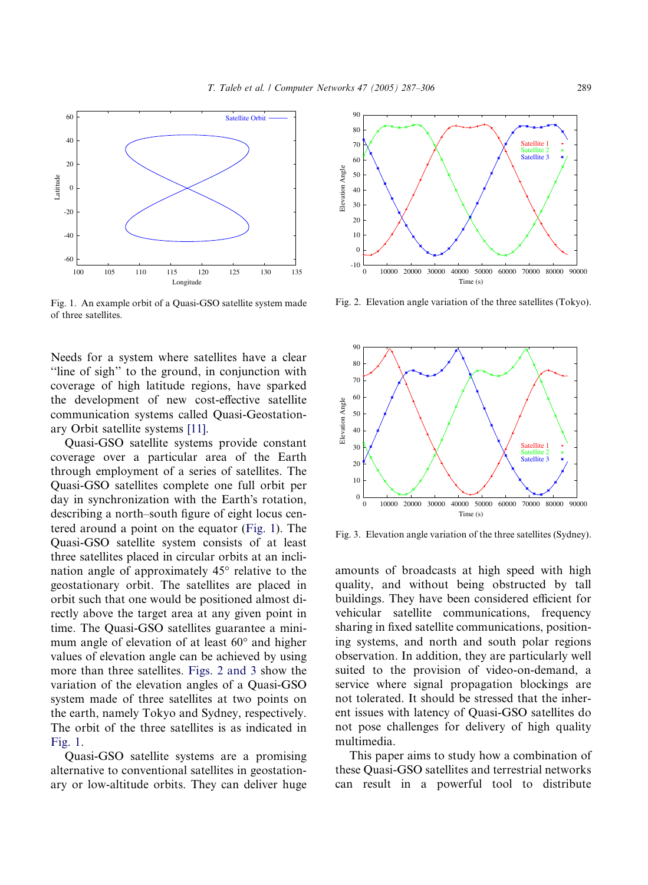Fig. 1. An example orbit of a Quasi-GSO satellite system made of three satellites.

Fig. 2. Elevation angle variation of the three satellites (Tokyo).

Fig. 3. Elevation angle variation of the three satellites (Sydney).

Needs for a system where satellites have a clear "line of sigh" to the ground, in conjunction with coverage of high latitude regions, have sparked the development of new cost-effective satellite communication systems called Quasi-Geostationary Orbit satellite systems [11].

Quasi-GSO satellite systems provide constant coverage over a particular area of the Earth through employment of a series of satellites. The Quasi-GSO satellites complete one full orbit per day in synchronization with the Earth's rotation, describing a north–south figure of eight locus centered around a point on the equator (Fig. 1). The Quasi-GSO satellite system consists of at least three satellites placed in circular orbits at an inclination angle of approximately 45° relative to the geostationary orbit. The satellites are placed in orbit such that one would be positioned almost directly above the target area at any given point in time. The Quasi-GSO satellites guarantee a minimum angle of elevation of at least 60° and higher values of elevation angle can be achieved by using more than three satellites. Figs. 2 and 3 show the variation of the elevation angles of a Quasi-GSO system made of three satellites at two points on the earth, namely Tokyo and Sydney, respectively. The orbit of the three satellites is as indicated in Fig. 1.

Quasi-GSO satellite systems are a promising alternative to conventional satellites in geostationary or low-altitude orbits. They can deliver huge amounts of broadcasts at high speed with high quality, and without being obstructed by tall buildings. They have been considered efficient for vehicular satellite communications, frequency sharing in fixed satellite communications, positioning systems, and north and south polar regions observation. In addition, they are particularly well suited to the provision of video-on-demand, a service where signal propagation blockings are not tolerated. It should be stressed that the inherent issues with latency of Quasi-GSO satellites do not pose challenges for delivery of high quality multimedia.

This paper aims to study how a combination of these Quasi-GSO satellites and terrestrial networks can result in a powerful tool to distribute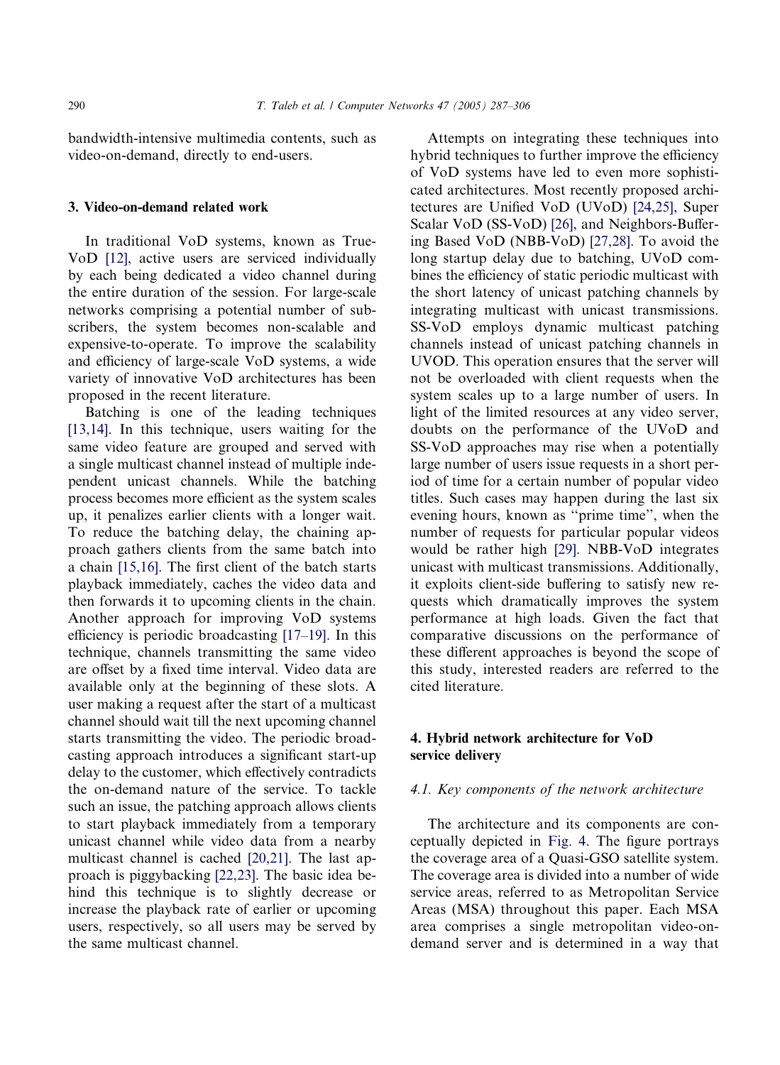bandwidth-intensive multimedia contents, such as video-on-demand, directly to end-users.

## 3. Video-on-demand related work

In traditional VoD systems, known as True-VoD [12], active users are serviced individually by each being dedicated a video channel during the entire duration of the session. For large-scale networks comprising a potential number of subscribers, the system becomes non-scalable and expensive-to-operate. To improve the scalability and efficiency of large-scale VoD systems, a wide variety of innovative VoD architectures has been proposed in the recent literature.

Batching is one of the leading techniques [13,14]. In this technique, users waiting for the same video feature are grouped and served with a single multicast channel instead of multiple independent unicast channels. While the batching process becomes more efficient as the system scales up, it penalizes earlier clients with a longer wait. To reduce the batching delay, the chaining approach gathers clients from the same batch into a chain [15,16]. The first client of the batch starts playback immediately, caches the video data and then forwards it to upcoming clients in the chain. Another approach for improving VoD systems efficiency is periodic broadcasting [17–19]. In this technique, channels transmitting the same video are offset by a fixed time interval. Video data are available only at the beginning of these slots. A user making a request after the start of a multicast channel should wait till the next upcoming channel starts transmitting the video. The periodic broadcasting approach introduces a significant start-up delay to the customer, which effectively contradicts the on-demand nature of the service. To tackle such an issue, the patching approach allows clients to start playback immediately from a temporary unicast channel while video data from a nearby multicast channel is cached [20,21]. The last approach is piggybacking [22,23]. The basic idea behind this technique is to slightly decrease or increase the playback rate of earlier or upcoming users, respectively, so all users may be served by the same multicast channel.

Attempts on integrating these techniques into hybrid techniques to further improve the efficiency of VoD systems have led to even more sophisticated architectures. Most recently proposed architectures are Unified VoD (UVoD) [24,25], Super Scalar VoD (SS-VoD) [26], and Neighbors-Buffering Based VoD (NBB-VoD) [27,28]. To avoid the long startup delay due to batching, UVoD combines the efficiency of static periodic multicast with the short latency of unicast patching channels by integrating multicast with unicast transmissions. SS-VoD employs dynamic multicast patching channels instead of unicast patching channels in UVOD. This operation ensures that the server will not be overloaded with client requests when the system scales up to a large number of users. In light of the limited resources at any video server, doubts on the performance of the UVoD and SS-VoD approaches may rise when a potentially large number of users issue requests in a short period of time for a certain number of popular video titles. Such cases may happen during the last six evening hours, known as "prime time", when the number of requests for particular popular videos would be rather high [29]. NBB-VoD integrates unicast with multicast transmissions. Additionally, it exploits client-side buffering to satisfy new requests which dramatically improves the system performance at high loads. Given the fact that comparative discussions on the performance of these different approaches is beyond the scope of this study, interested readers are referred to the cited literature.

## 4. Hybrid network architecture for VoD service delivery

### 4.1. Key components of the network architecture

The architecture and its components are conceptually depicted in Fig. 4. The figure portrays the coverage area of a Quasi-GSO satellite system. The coverage area is divided into a number of wide service areas, referred to as Metropolitan Service Areas (MSA) throughout this paper. Each MSA area comprises a single metropolitan video-on-demand server and is determined in a way that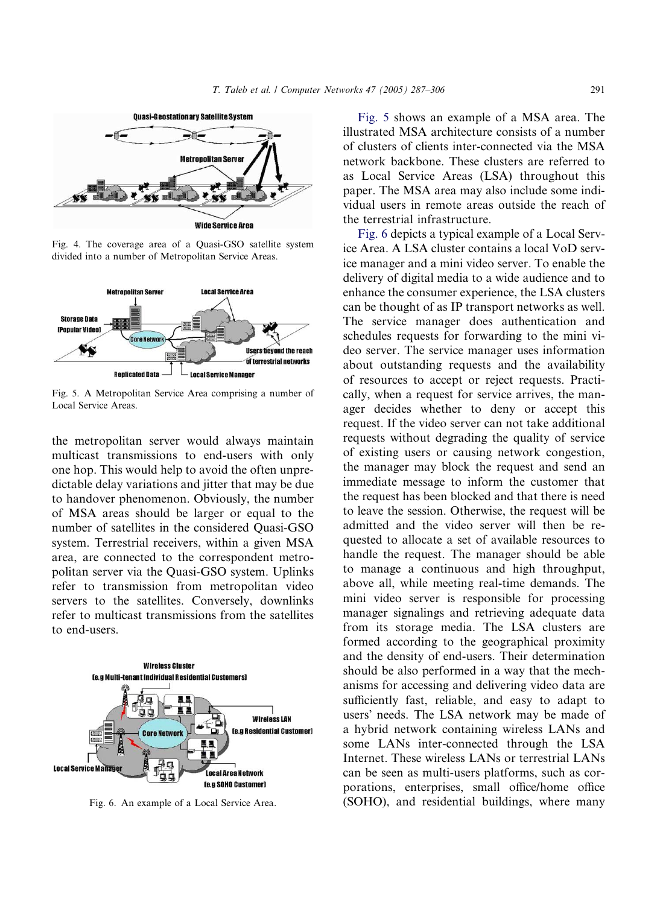Quasi-Geostationary Satellite System

Metropolitan Server

Wide Service Area

Fig. 4. The coverage area of a Quasi-GSO satellite system divided into a number of Metropolitan Service Areas.

Metropolitan Server

Local Service Area

Storage Data (Popular Video)

Core Network

Users beyond the reach of terrestrial networks

Replicated Data

Local Service Manager

Fig. 5. A Metropolitan Service Area comprising a number of Local Service Areas.

the metropolitan server would always maintain multicast transmissions to end-users with only one hop. This would help to avoid the often unpredictable delay variations and jitter that may be due to handover phenomenon. Obviously, the number of MSA areas should be larger or equal to the number of satellites in the considered Quasi-GSO system. Terrestrial receivers, within a given MSA area, are connected to the correspondent metropolitan server via the Quasi-GSO system. Uplinks refer to transmission from metropolitan video servers to the satellites. Conversely, downlinks refer to multicast transmissions from the satellites to end-users.

Wireless Cluster (e.g Multi-tenant Individual Residential Customers)

Wireless LAN (e.g Residential Customer)

Core Network

Local Service Manager

Local Area Network (e.g SOHO Customer)

Fig. 6. An example of a Local Service Area.

Fig. 5 shows an example of a MSA area. The illustrated MSA architecture consists of a number of clusters of clients inter-connected via the MSA network backbone. These clusters are referred to as Local Service Areas (LSA) throughout this paper. The MSA area may also include some individual users in remote areas outside the reach of the terrestrial infrastructure.

Fig. 6 depicts a typical example of a Local Service Area. A LSA cluster contains a local VoD service manager and a mini video server. To enable the delivery of digital media to a wide audience and to enhance the consumer experience, the LSA clusters can be thought of as IP transport networks as well. The service manager does authentication and schedules requests for forwarding to the mini video server. The service manager uses information about outstanding requests and the availability of resources to accept or reject requests. Practically, when a request for service arrives, the manager decides whether to deny or accept this request. If the video server can not take additional requests without degrading the quality of service of existing users or causing network congestion, the manager may block the request and send an immediate message to inform the customer that the request has been blocked and that there is need to leave the session. Otherwise, the request will be admitted and the video server will then be requested to allocate a set of available resources to handle the request. The manager should be able to manage a continuous and high throughput, above all, while meeting real-time demands. The mini video server is responsible for processing manager signalings and retrieving adequate data from its storage media. The LSA clusters are formed according to the geographical proximity and the density of end-users. Their determination should be also performed in a way that the mechanisms for accessing and delivering video data are sufficiently fast, reliable, and easy to adapt to users' needs. The LSA network may be made of a hybrid network containing wireless LANs and some LANs inter-connected through the LSA Internet. These wireless LANs or terrestrial LANs can be seen as multi-users platforms, such as corporations, enterprises, small office/home office (SOHO), and residential buildings, where many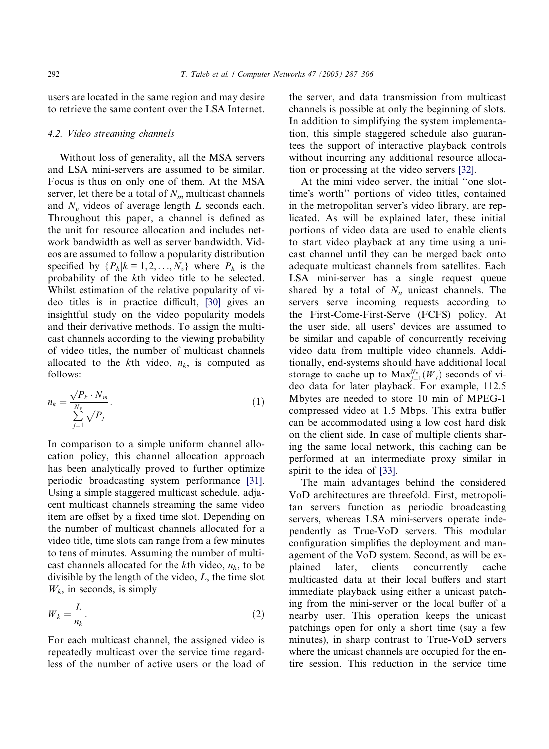users are located in the same region and may desire to retrieve the same content over the LSA Internet.

### 4.2. Video streaming channels

Without loss of generality, all the MSA servers and LSA mini-servers are assumed to be similar. Focus is thus on only one of them. At the MSA server, let there be a total of $N_m$ multicast channels and $N_v$ videos of average length $L$ seconds each. Throughout this paper, a channel is defined as the unit for resource allocation and includes network bandwidth as well as server bandwidth. Videos are assumed to follow a popularity distribution specified by $\{P_k | k = 1, 2, \ldots, N_v\}$ where $P_k$ is the probability of the $k$th video title to be selected. Whilst estimation of the relative popularity of video titles is in practice difficult, [30] gives an insightful study on the video popularity models and their derivative methods. To assign the multicast channels according to the viewing probability of video titles, the number of multicast channels allocated to the $k$th video, $n_k$, is computed as follows:

$$n_k = \frac{\sqrt{P_k} \cdot N_m}{\sum_{j=1}^{N_v} \sqrt{P_j}}. \tag{1}$$

In comparison to a simple uniform channel allocation policy, this channel allocation approach has been analytically proved to further optimize periodic broadcasting system performance [31]. Using a simple staggered multicast schedule, adjacent multicast channels streaming the same video item are offset by a fixed time slot. Depending on the number of multicast channels allocated for a video title, time slots can range from a few minutes to tens of minutes. Assuming the number of multicast channels allocated for the $k$th video, $n_k$, to be divisible by the length of the video, $L$, the time slot $W_k$, in seconds, is simply

$$W_k = \frac{L}{n_k}. \tag{2}$$

For each multicast channel, the assigned video is repeatedly multicast over the service time regardless of the number of active users or the load of the server, and data transmission from multicast channels is possible at only the beginning of slots. In addition to simplifying the system implementation, this simple staggered schedule also guarantees the support of interactive playback controls without incurring any additional resource allocation or processing at the video servers [32].

At the mini video server, the initial "one slot-time's worth" portions of video titles, contained in the metropolitan server's video library, are replicated. As will be explained later, these initial portions of video data are used to enable clients to start video playback at any time using a unicast channel until they can be merged back onto adequate multicast channels from satellites. Each LSA mini-server has a single request queue shared by a total of $N_u$ unicast channels. The servers serve incoming requests according to the First-Come-First-Serve (FCFS) policy. At the user side, all users' devices are assumed to be similar and capable of concurrently receiving video data from multiple video channels. Additionally, end-systems should have additional local storage to cache up to $\mathrm{Max}_{j=1}^{N_v}(W_j)$ seconds of video data for later playback. For example, 112.5 Mbytes are needed to store 10 min of MPEG-1 compressed video at 1.5 Mbps. This extra buffer can be accommodated using a low cost hard disk on the client side. In case of multiple clients sharing the same local network, this caching can be performed at an intermediate proxy similar in spirit to the idea of [33].

The main advantages behind the considered VoD architectures are threefold. First, metropolitan servers function as periodic broadcasting servers, whereas LSA mini-servers operate independently as True-VoD servers. This modular configuration simplifies the deployment and management of the VoD system. Second, as will be explained later, clients concurrently cache multicasted data at their local buffers and start immediate playback using either a unicast patching from the mini-server or the local buffer of a nearby user. This operation keeps the unicast patchings open for only a short time (say a few minutes), in sharp contrast to True-VoD servers where the unicast channels are occupied for the entire session. This reduction in the service time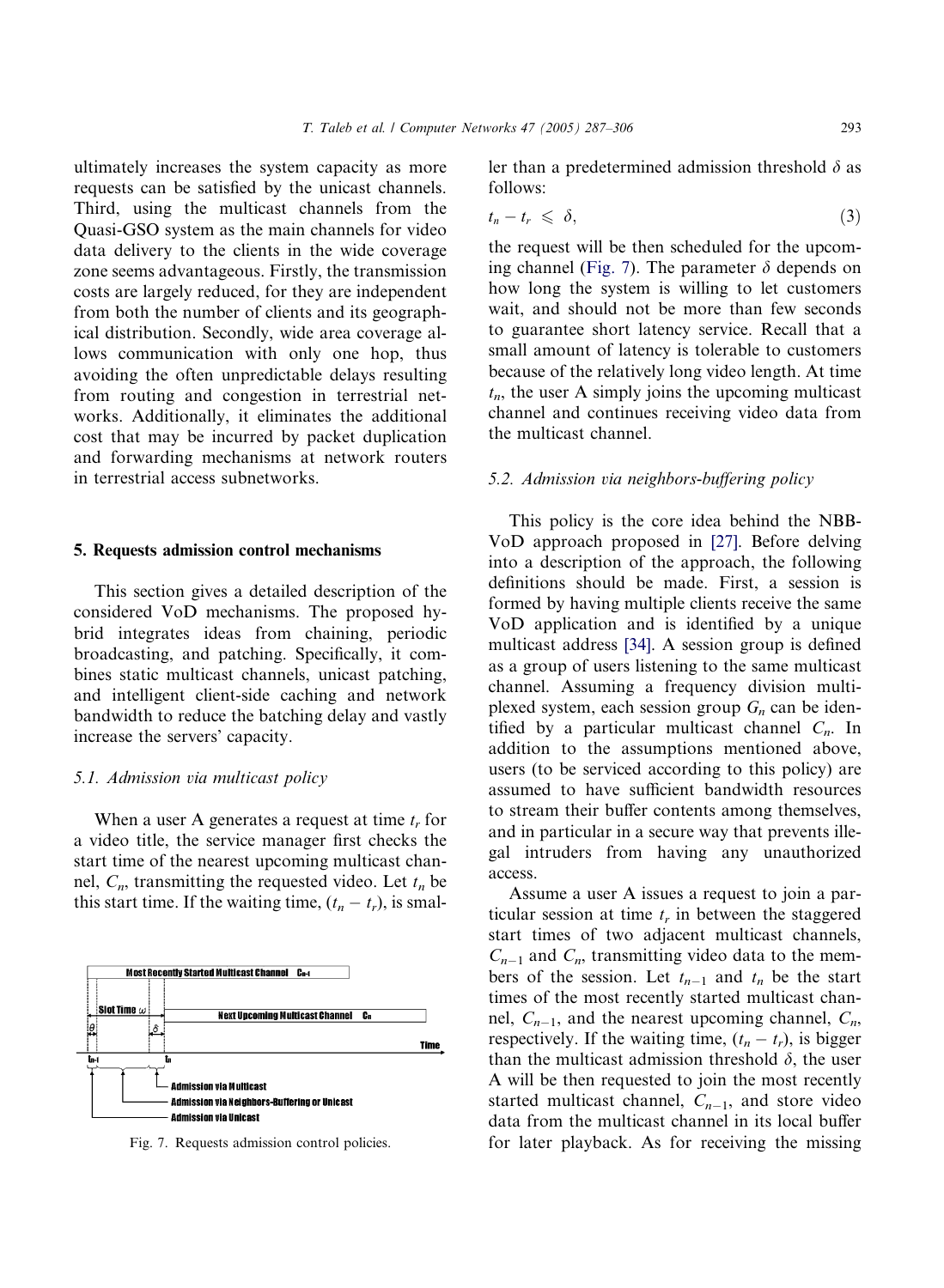ultimately increases the system capacity as more requests can be satisfied by the unicast channels. Third, using the multicast channels from the Quasi-GSO system as the main channels for video data delivery to the clients in the wide coverage zone seems advantageous. Firstly, the transmission costs are largely reduced, for they are independent from both the number of clients and its geographical distribution. Secondly, wide area coverage allows communication with only one hop, thus avoiding the often unpredictable delays resulting from routing and congestion in terrestrial networks. Additionally, it eliminates the additional cost that may be incurred by packet duplication and forwarding mechanisms at network routers in terrestrial access subnetworks.

## 5. Requests admission control mechanisms

This section gives a detailed description of the considered VoD mechanisms. The proposed hybrid integrates ideas from chaining, periodic broadcasting, and patching. Specifically, it combines static multicast channels, unicast patching, and intelligent client-side caching and network bandwidth to reduce the batching delay and vastly increase the servers' capacity.

### 5.1. Admission via multicast policy

When a user A generates a request at time $t_r$ for a video title, the service manager first checks the start time of the nearest upcoming multicast channel, $C_n$, transmitting the requested video. Let $t_n$ be this start time. If the waiting time, $(t_n - t_r)$, is smaller than a predetermined admission threshold $\delta$ as follows:

$$t_n - t_r \leqslant \delta, \tag{3}$$

the request will be then scheduled for the upcoming channel (Fig. 7). The parameter $\delta$ depends on how long the system is willing to let customers wait, and should not be more than few seconds to guarantee short latency service. Recall that a small amount of latency is tolerable to customers because of the relatively long video length. At time $t_n$, the user A simply joins the upcoming multicast channel and continues receiving video data from the multicast channel.

Fig. 7. Requests admission control policies.

### 5.2. Admission via neighbors-buffering policy

This policy is the core idea behind the NBB-VoD approach proposed in [27]. Before delving into a description of the approach, the following definitions should be made. First, a session is formed by having multiple clients receive the same VoD application and is identified by a unique multicast address [34]. A session group is defined as a group of users listening to the same multicast channel. Assuming a frequency division multiplexed system, each session group $G_n$ can be identified by a particular multicast channel $C_n$. In addition to the assumptions mentioned above, users (to be serviced according to this policy) are assumed to have sufficient bandwidth resources to stream their buffer contents among themselves, and in particular in a secure way that prevents illegal intruders from having any unauthorized access.

Assume a user A issues a request to join a particular session at time $t_r$ in between the staggered start times of two adjacent multicast channels, $C_{n-1}$ and $C_n$, transmitting video data to the members of the session. Let $t_{n-1}$ and $t_n$ be the start times of the most recently started multicast channel, $C_{n-1}$, and the nearest upcoming channel, $C_n$, respectively. If the waiting time, $(t_n - t_r)$, is bigger than the multicast admission threshold $\delta$, the user A will be then requested to join the most recently started multicast channel, $C_{n-1}$, and store video data from the multicast channel in its local buffer for later playback. As for receiving the missing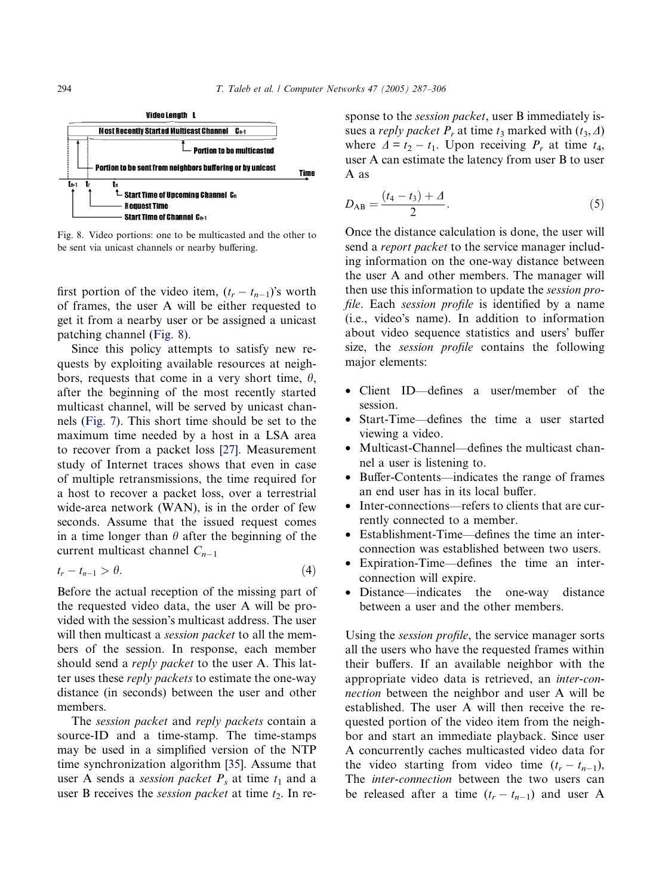Fig. 8. Video portions: one to be multicasted and the other to be sent via unicast channels or nearby buffering.

first portion of the video item, $(t_r - t_{n-1})$'s worth of frames, the user A will be either requested to get it from a nearby user or be assigned a unicast patching channel (Fig. 8).

Since this policy attempts to satisfy new requests by exploiting available resources at neighbors, requests that come in a very short time, $\theta$, after the beginning of the most recently started multicast channel, will be served by unicast channels (Fig. 7). This short time should be set to the maximum time needed by a host in a LSA area to recover from a packet loss [27]. Measurement study of Internet traces shows that even in case of multiple retransmissions, the time required for a host to recover a packet loss, over a terrestrial wide-area network (WAN), is in the order of few seconds. Assume that the issued request comes in a time longer than $\theta$ after the beginning of the current multicast channel $C_{n-1}$

$$t_r - t_{n-1} > \theta. \tag{4}$$

Before the actual reception of the missing part of the requested video data, the user A will be provided with the session's multicast address. The user will then multicast a *session packet* to all the members of the session. In response, each member should send a *reply packet* to the user A. This latter uses these *reply packets* to estimate the one-way distance (in seconds) between the user and other members.

The *session packet* and *reply packets* contain a source-ID and a time-stamp. The time-stamps may be used in a simplified version of the NTP time synchronization algorithm [35]. Assume that user A sends a *session packet* $P_s$ at time $t_1$ and a user B receives the *session packet* at time $t_2$. In response to the *session packet*, user B immediately issues a *reply packet* $P_r$ at time $t_3$ marked with $(t_3, \Delta)$ where $\Delta = t_2 - t_1$. Upon receiving $P_r$ at time $t_4$, user A can estimate the latency from user B to user A as

$$D_{\mathrm{AB}} = \frac{(t_4 - t_3) + \Delta}{2}. \tag{5}$$

Once the distance calculation is done, the user will send a *report packet* to the service manager including information on the one-way distance between the user A and other members. The manager will then use this information to update the *session profile*. Each *session profile* is identified by a name (i.e., video's name). In addition to information about video sequence statistics and users' buffer size, the *session profile* contains the following major elements:

- Client ID—defines a user/member of the session.
- Start-Time—defines the time a user started viewing a video.
- Multicast-Channel—defines the multicast channel a user is listening to.
- Buffer-Contents—indicates the range of frames an end user has in its local buffer.
- Inter-connections—refers to clients that are currently connected to a member.
- Establishment-Time—defines the time an inter-connection was established between two users.
- Expiration-Time—defines the time an inter-connection will expire.
- Distance—indicates the one-way distance between a user and the other members.

Using the *session profile*, the service manager sorts all the users who have the requested frames within their buffers. If an available neighbor with the appropriate video data is retrieved, an *inter-connection* between the neighbor and user A will be established. The user A will then receive the requested portion of the video item from the neighbor and start an immediate playback. Since user A concurrently caches multicasted video data for the video starting from video time $(t_r - t_{n-1})$, The *inter-connection* between the two users can be released after a time $(t_r - t_{n-1})$ and user A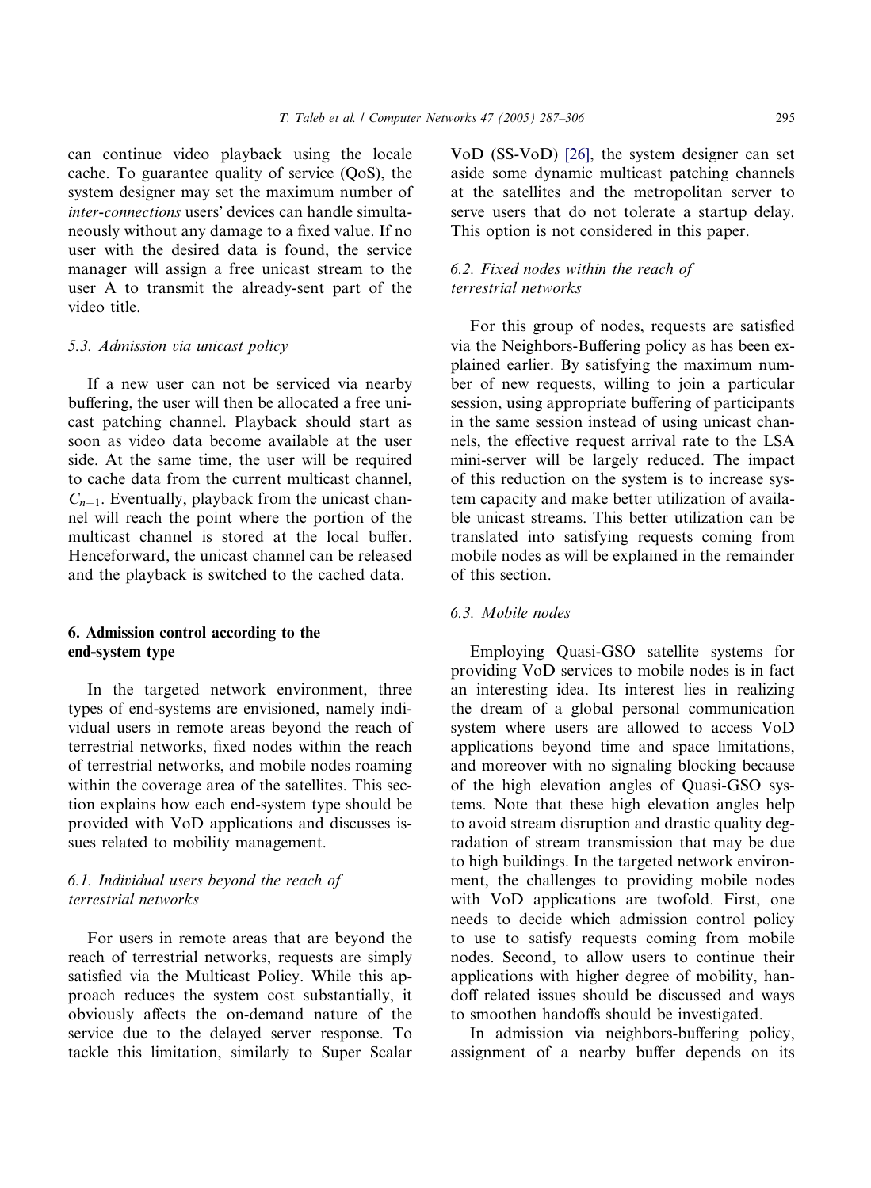can continue video playback using the locale cache. To guarantee quality of service (QoS), the system designer may set the maximum number of *inter-connections* users' devices can handle simultaneously without any damage to a fixed value. If no user with the desired data is found, the service manager will assign a free unicast stream to the user A to transmit the already-sent part of the video title.

### 5.3. Admission via unicast policy

If a new user can not be serviced via nearby buffering, the user will then be allocated a free unicast patching channel. Playback should start as soon as video data become available at the user side. At the same time, the user will be required to cache data from the current multicast channel, $C_{n-1}$. Eventually, playback from the unicast channel will reach the point where the portion of the multicast channel is stored at the local buffer. Henceforward, the unicast channel can be released and the playback is switched to the cached data.

## 6. Admission control according to the end-system type

In the targeted network environment, three types of end-systems are envisioned, namely individual users in remote areas beyond the reach of terrestrial networks, fixed nodes within the reach of terrestrial networks, and mobile nodes roaming within the coverage area of the satellites. This section explains how each end-system type should be provided with VoD applications and discusses issues related to mobility management.

### 6.1. Individual users beyond the reach of terrestrial networks

For users in remote areas that are beyond the reach of terrestrial networks, requests are simply satisfied via the Multicast Policy. While this approach reduces the system cost substantially, it obviously affects the on-demand nature of the service due to the delayed server response. To tackle this limitation, similarly to Super Scalar VoD (SS-VoD) [26], the system designer can set aside some dynamic multicast patching channels at the satellites and the metropolitan server to serve users that do not tolerate a startup delay. This option is not considered in this paper.

### 6.2. Fixed nodes within the reach of terrestrial networks

For this group of nodes, requests are satisfied via the Neighbors-Buffering policy as has been explained earlier. By satisfying the maximum number of new requests, willing to join a particular session, using appropriate buffering of participants in the same session instead of using unicast channels, the effective request arrival rate to the LSA mini-server will be largely reduced. The impact of this reduction on the system is to increase system capacity and make better utilization of available unicast streams. This better utilization can be translated into satisfying requests coming from mobile nodes as will be explained in the remainder of this section.

### 6.3. Mobile nodes

Employing Quasi-GSO satellite systems for providing VoD services to mobile nodes is in fact an interesting idea. Its interest lies in realizing the dream of a global personal communication system where users are allowed to access VoD applications beyond time and space limitations, and moreover with no signaling blocking because of the high elevation angles of Quasi-GSO systems. Note that these high elevation angles help to avoid stream disruption and drastic quality degradation of stream transmission that may be due to high buildings. In the targeted network environment, the challenges to providing mobile nodes with VoD applications are twofold. First, one needs to decide which admission control policy to use to satisfy requests coming from mobile nodes. Second, to allow users to continue their applications with higher degree of mobility, handoff related issues should be discussed and ways to smoothen handoffs should be investigated.

In admission via neighbors-buffering policy, assignment of a nearby buffer depends on its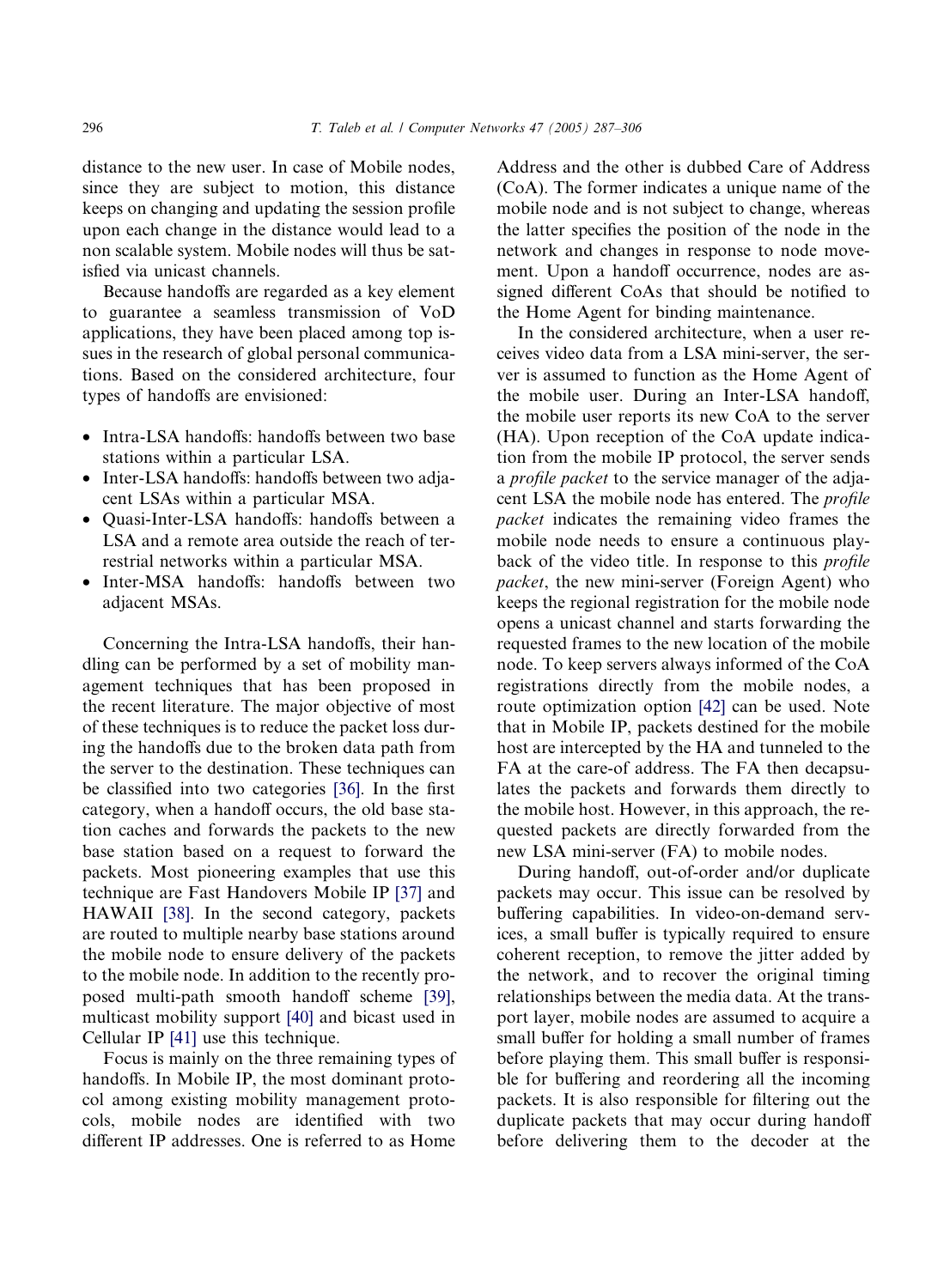distance to the new user. In case of Mobile nodes, since they are subject to motion, this distance keeps on changing and updating the session profile upon each change in the distance would lead to a non scalable system. Mobile nodes will thus be satisfied via unicast channels.

Because handoffs are regarded as a key element to guarantee a seamless transmission of VoD applications, they have been placed among top issues in the research of global personal communications. Based on the considered architecture, four types of handoffs are envisioned:

- Intra-LSA handoffs: handoffs between two base stations within a particular LSA.
- Inter-LSA handoffs: handoffs between two adjacent LSAs within a particular MSA.
- Quasi-Inter-LSA handoffs: handoffs between a LSA and a remote area outside the reach of terrestrial networks within a particular MSA.
- Inter-MSA handoffs: handoffs between two adjacent MSAs.

Concerning the Intra-LSA handoffs, their handling can be performed by a set of mobility management techniques that has been proposed in the recent literature. The major objective of most of these techniques is to reduce the packet loss during the handoffs due to the broken data path from the server to the destination. These techniques can be classified into two categories [36]. In the first category, when a handoff occurs, the old base station caches and forwards the packets to the new base station based on a request to forward the packets. Most pioneering examples that use this technique are Fast Handovers Mobile IP [37] and HAWAII [38]. In the second category, packets are routed to multiple nearby base stations around the mobile node to ensure delivery of the packets to the mobile node. In addition to the recently proposed multi-path smooth handoff scheme [39], multicast mobility support [40] and bicast used in Cellular IP [41] use this technique.

Focus is mainly on the three remaining types of handoffs. In Mobile IP, the most dominant protocol among existing mobility management protocols, mobile nodes are identified with two different IP addresses. One is referred to as Home Address and the other is dubbed Care of Address (CoA). The former indicates a unique name of the mobile node and is not subject to change, whereas the latter specifies the position of the node in the network and changes in response to node movement. Upon a handoff occurrence, nodes are assigned different CoAs that should be notified to the Home Agent for binding maintenance.

In the considered architecture, when a user receives video data from a LSA mini-server, the server is assumed to function as the Home Agent of the mobile user. During an Inter-LSA handoff, the mobile user reports its new CoA to the server (HA). Upon reception of the CoA update indication from the mobile IP protocol, the server sends a *profile packet* to the service manager of the adjacent LSA the mobile node has entered. The *profile packet* indicates the remaining video frames the mobile node needs to ensure a continuous playback of the video title. In response to this *profile packet*, the new mini-server (Foreign Agent) who keeps the regional registration for the mobile node opens a unicast channel and starts forwarding the requested frames to the new location of the mobile node. To keep servers always informed of the CoA registrations directly from the mobile nodes, a route optimization option [42] can be used. Note that in Mobile IP, packets destined for the mobile host are intercepted by the HA and tunneled to the FA at the care-of address. The FA then decapsulates the packets and forwards them directly to the mobile host. However, in this approach, the requested packets are directly forwarded from the new LSA mini-server (FA) to mobile nodes.

During handoff, out-of-order and/or duplicate packets may occur. This issue can be resolved by buffering capabilities. In video-on-demand services, a small buffer is typically required to ensure coherent reception, to remove the jitter added by the network, and to recover the original timing relationships between the media data. At the transport layer, mobile nodes are assumed to acquire a small buffer for holding a small number of frames before playing them. This small buffer is responsible for buffering and reordering all the incoming packets. It is also responsible for filtering out the duplicate packets that may occur during handoff before delivering them to the decoder at the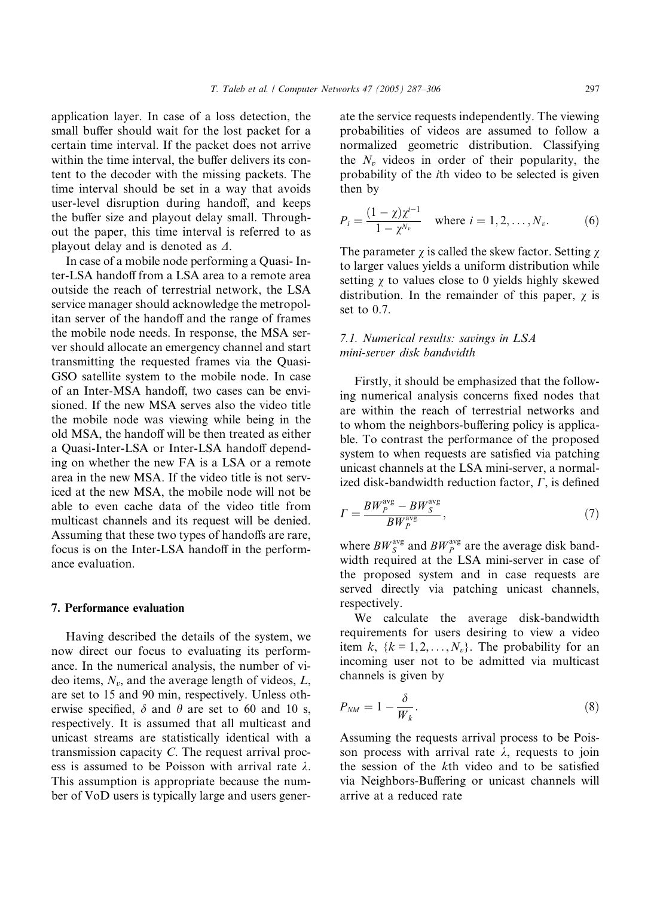application layer. In case of a loss detection, the small buffer should wait for the lost packet for a certain time interval. If the packet does not arrive within the time interval, the buffer delivers its content to the decoder with the missing packets. The time interval should be set in a way that avoids user-level disruption during handoff, and keeps the buffer size and playout delay small. Throughout the paper, this time interval is referred to as playout delay and is denoted as $\Delta$.

In case of a mobile node performing a Quasi- Inter-LSA handoff from a LSA area to a remote area outside the reach of terrestrial network, the LSA service manager should acknowledge the metropolitan server of the handoff and the range of frames the mobile node needs. In response, the MSA server should allocate an emergency channel and start transmitting the requested frames via the Quasi-GSO satellite system to the mobile node. In case of an Inter-MSA handoff, two cases can be envisioned. If the new MSA serves also the video title the mobile node was viewing while being in the old MSA, the handoff will be then treated as either a Quasi-Inter-LSA or Inter-LSA handoff depending on whether the new FA is a LSA or a remote area in the new MSA. If the video title is not serviced at the new MSA, the mobile node will not be able to even cache data of the video title from multicast channels and its request will be denied. Assuming that these two types of handoffs are rare, focus is on the Inter-LSA handoff in the performance evaluation.

## 7. Performance evaluation

Having described the details of the system, we now direct our focus to evaluating its performance. In the numerical analysis, the number of video items, $N_v$, and the average length of videos, $L$, are set to 15 and 90 min, respectively. Unless otherwise specified, $\delta$ and $\theta$ are set to 60 and 10 s, respectively. It is assumed that all multicast and unicast streams are statistically identical with a transmission capacity $C$. The request arrival process is assumed to be Poisson with arrival rate $\lambda$. This assumption is appropriate because the number of VoD users is typically large and users generate the service requests independently. The viewing probabilities of videos are assumed to follow a normalized geometric distribution. Classifying the $N_v$ videos in order of their popularity, the probability of the $i$th video to be selected is given then by

$$P_i = \frac{(1-\chi)\chi^{i-1}}{1-\chi^{N_v}} \quad \text{where } i = 1, 2, \ldots, N_v. \tag{6}$$

The parameter $\chi$ is called the skew factor. Setting $\chi$ to larger values yields a uniform distribution while setting $\chi$ to values close to 0 yields highly skewed distribution. In the remainder of this paper, $\chi$ is set to 0.7.

### 7.1. Numerical results: savings in LSA mini-server disk bandwidth

Firstly, it should be emphasized that the following numerical analysis concerns fixed nodes that are within the reach of terrestrial networks and to whom the neighbors-buffering policy is applicable. To contrast the performance of the proposed system to when requests are satisfied via patching unicast channels at the LSA mini-server, a normalized disk-bandwidth reduction factor, $\Gamma$, is defined

$$\Gamma = \frac{BW_P^{\text{avg}} - BW_S^{\text{avg}}}{BW_P^{\text{avg}}}, \tag{7}$$

where $BW_S^{\text{avg}}$ and $BW_P^{\text{avg}}$ are the average disk bandwidth required at the LSA mini-server in case of the proposed system and in case requests are served directly via patching unicast channels, respectively.

We calculate the average disk-bandwidth requirements for users desiring to view a video item $k$, $\{k = 1, 2, \ldots, N_v\}$. The probability for an incoming user not to be admitted via multicast channels is given by

$$P_{NM} = 1 - \frac{\delta}{W_k}. \tag{8}$$

Assuming the requests arrival process to be Poisson process with arrival rate $\lambda$, requests to join the session of the $k$th video and to be satisfied via Neighbors-Buffering or unicast channels will arrive at a reduced rate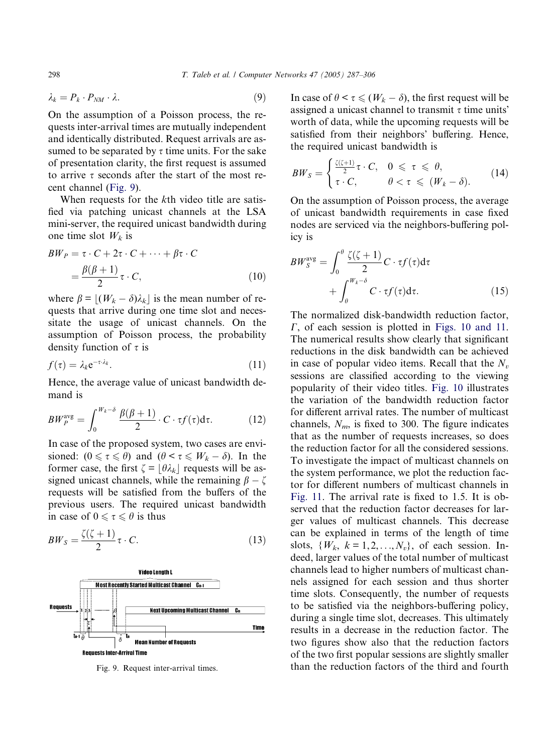$$\lambda_k = P_k \cdot P_{NM} \cdot \lambda. \tag{9}$$

On the assumption of a Poisson process, the requests inter-arrival times are mutually independent and identically distributed. Request arrivals are assumed to be separated by $\tau$ time units. For the sake of presentation clarity, the first request is assumed to arrive $\tau$ seconds after the start of the most recent channel (Fig. 9).

When requests for the $k$th video title are satisfied via patching unicast channels at the LSA mini-server, the required unicast bandwidth during one time slot $W_k$ is

$$\begin{aligned} BW_P &= \tau \cdot C + 2\tau \cdot C + \cdots + \beta\tau \cdot C \\ &= \frac{\beta(\beta+1)}{2}\tau \cdot C, \end{aligned} \tag{10}$$

where $\beta = \lfloor (W_k - \delta)\lambda_k \rfloor$ is the mean number of requests that arrive during one time slot and necessitate the usage of unicast channels. On the assumption of Poisson process, the probability density function of $\tau$ is

$$f(\tau) = \lambda_k e^{-\tau \cdot \lambda_k}. \tag{11}$$

Hence, the average value of unicast bandwidth demand is

$$BW_P^{\text{avg}} = \int_0^{W_k - \delta} \frac{\beta(\beta+1)}{2} \cdot C \cdot \tau f(\tau) \mathrm{d}\tau. \tag{12}$$

In case of the proposed system, two cases are envisioned: $(0 \leqslant \tau \leqslant \theta)$ and $(\theta < \tau \leqslant W_k - \delta)$. In the former case, the first $\zeta = \lfloor \theta\lambda_k \rfloor$ requests will be assigned unicast channels, while the remaining $\beta - \zeta$ requests will be satisfied from the buffers of the previous users. The required unicast bandwidth in case of $0 \leqslant \tau \leqslant \theta$ is thus

$$BW_S = \frac{\zeta(\zeta+1)}{2}\tau \cdot C. \tag{13}$$

Fig. 9. Request inter-arrival times.

In case of $\theta < \tau \leqslant (W_k - \delta)$, the first request will be assigned a unicast channel to transmit $\tau$ time units' worth of data, while the upcoming requests will be satisfied from their neighbors' buffering. Hence, the required unicast bandwidth is

$$BW_S = \begin{cases} \frac{\zeta(\zeta+1)}{2}\tau \cdot C, & 0 \leqslant \tau \leqslant \theta, \\ \tau \cdot C, & \theta < \tau \leqslant (W_k - \delta). \end{cases} \tag{14}$$

On the assumption of Poisson process, the average of unicast bandwidth requirements in case fixed nodes are serviced via the neighbors-buffering policy is

$$BW_S^{\text{avg}} = \int_0^{\theta} \frac{\zeta(\zeta+1)}{2} C \cdot \tau f(\tau) \mathrm{d}\tau + \int_{\theta}^{W_k - \delta} C \cdot \tau f(\tau) \mathrm{d}\tau. \tag{15}$$

The normalized disk-bandwidth reduction factor, $\Gamma$, of each session is plotted in Figs. 10 and 11. The numerical results show clearly that significant reductions in the disk bandwidth can be achieved in case of popular video items. Recall that the $N_v$ sessions are classified according to the viewing popularity of their video titles. Fig. 10 illustrates the variation of the bandwidth reduction factor for different arrival rates. The number of multicast channels, $N_m$, is fixed to 300. The figure indicates that as the number of requests increases, so does the reduction factor for all the considered sessions. To investigate the impact of multicast channels on the system performance, we plot the reduction factor for different numbers of multicast channels in Fig. 11. The arrival rate is fixed to 1.5. It is observed that the reduction factor decreases for larger values of multicast channels. This decrease can be explained in terms of the length of time slots, $\{W_k, k = 1, 2, \ldots, N_v\}$, of each session. Indeed, larger values of the total number of multicast channels lead to higher numbers of multicast channels assigned for each session and thus shorter time slots. Consequently, the number of requests to be satisfied via the neighbors-buffering policy, during a single time slot, decreases. This ultimately results in a decrease in the reduction factor. The two figures show also that the reduction factors of the two first popular sessions are slightly smaller than the reduction factors of the third and fourth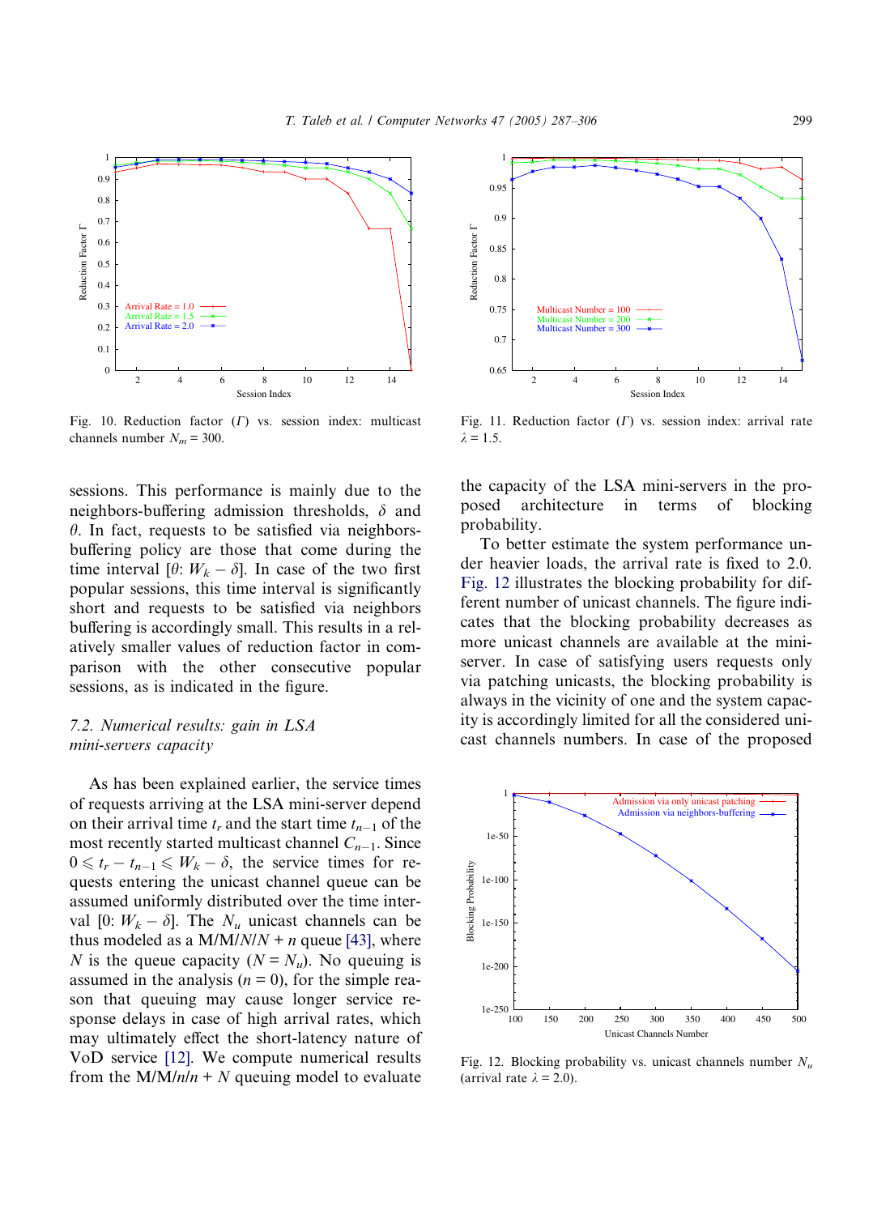Fig. 10. Reduction factor ($\Gamma$) vs. session index: multicast channels number $N_m = 300$.

Fig. 11. Reduction factor ($\Gamma$) vs. session index: arrival rate $\lambda = 1.5$.

sessions. This performance is mainly due to the neighbors-buffering admission thresholds, $\delta$ and $\theta$. In fact, requests to be satisfied via neighbors-buffering policy are those that come during the time interval [$\theta$: $W_k - \delta$]. In case of the two first popular sessions, this time interval is significantly short and requests to be satisfied via neighbors buffering is accordingly small. This results in a relatively smaller values of reduction factor in comparison with the other consecutive popular sessions, as is indicated in the figure.

### 7.2. Numerical results: gain in LSA mini-servers capacity

As has been explained earlier, the service times of requests arriving at the LSA mini-server depend on their arrival time $t_r$ and the start time $t_{n-1}$ of the most recently started multicast channel $C_{n-1}$. Since $0 \leqslant t_r - t_{n-1} \leqslant W_k - \delta$, the service times for requests entering the unicast channel queue can be assumed uniformly distributed over the time interval [0: $W_k - \delta$]. The $N_u$ unicast channels can be thus modeled as a M/M/$N$/$N + n$ queue [43], where $N$ is the queue capacity ($N = N_u$). No queuing is assumed in the analysis ($n = 0$), for the simple reason that queuing may cause longer service response delays in case of high arrival rates, which may ultimately effect the short-latency nature of VoD service [12]. We compute numerical results from the M/M/$n$/$n + N$ queuing model to evaluate the capacity of the LSA mini-servers in the proposed architecture in terms of blocking probability.

To better estimate the system performance under heavier loads, the arrival rate is fixed to 2.0. Fig. 12 illustrates the blocking probability for different number of unicast channels. The figure indicates that the blocking probability decreases as more unicast channels are available at the mini-server. In case of satisfying users requests only via patching unicasts, the blocking probability is always in the vicinity of one and the system capacity is accordingly limited for all the considered unicast channels numbers. In case of the proposed

Fig. 12. Blocking probability vs. unicast channels number $N_u$ (arrival rate $\lambda = 2.0$).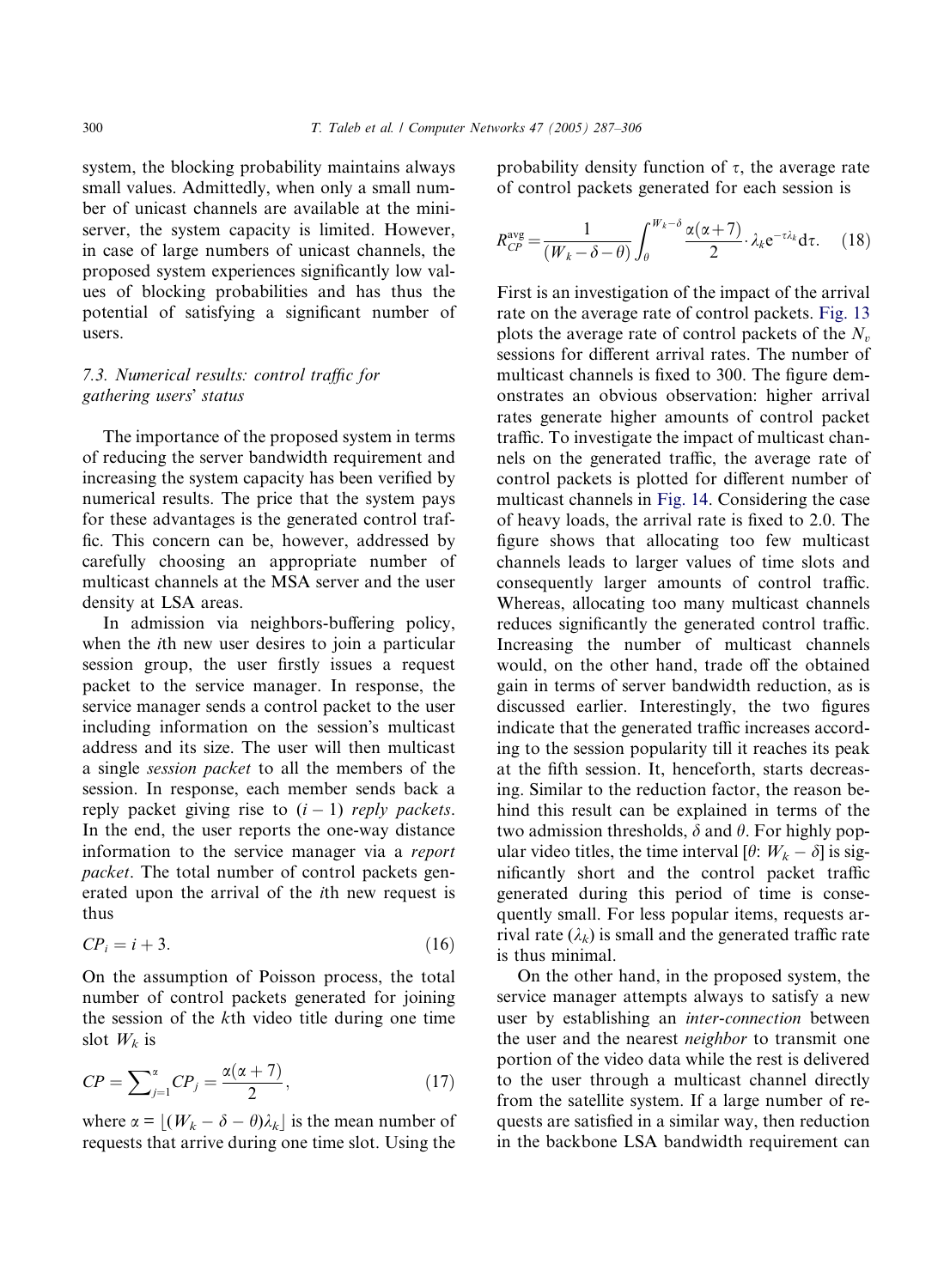system, the blocking probability maintains always small values. Admittedly, when only a small number of unicast channels are available at the mini-server, the system capacity is limited. However, in case of large numbers of unicast channels, the proposed system experiences significantly low values of blocking probabilities and has thus the potential of satisfying a significant number of users.

### 7.3. Numerical results: control traffic for gathering users' status

The importance of the proposed system in terms of reducing the server bandwidth requirement and increasing the system capacity has been verified by numerical results. The price that the system pays for these advantages is the generated control traffic. This concern can be, however, addressed by carefully choosing an appropriate number of multicast channels at the MSA server and the user density at LSA areas.

In admission via neighbors-buffering policy, when the $i$th new user desires to join a particular session group, the user firstly issues a request packet to the service manager. In response, the service manager sends a control packet to the user including information on the session's multicast address and its size. The user will then multicast a single *session packet* to all the members of the session. In response, each member sends back a reply packet giving rise to $(i-1)$ *reply packets*. In the end, the user reports the one-way distance information to the service manager via a *report packet*. The total number of control packets generated upon the arrival of the $i$th new request is thus

$$CP_i = i + 3. \tag{16}$$

On the assumption of Poisson process, the total number of control packets generated for joining the session of the $k$th video title during one time slot $W_k$ is

$$CP = \sum_{j=1}^{\alpha} CP_j = \frac{\alpha(\alpha+7)}{2}, \tag{17}$$

where $\alpha = \lfloor (W_k - \delta - \theta)\lambda_k \rfloor$ is the mean number of requests that arrive during one time slot. Using the probability density function of $\tau$, the average rate of control packets generated for each session is

$$R_{CP}^{\text{avg}} = \frac{1}{(W_k - \delta - \theta)} \int_{\theta}^{W_k - \delta} \frac{\alpha(\alpha+7)}{2} \cdot \lambda_k e^{-\tau\lambda_k} d\tau. \tag{18}$$

First is an investigation of the impact of the arrival rate on the average rate of control packets. Fig. 13 plots the average rate of control packets of the $N_v$ sessions for different arrival rates. The number of multicast channels is fixed to 300. The figure demonstrates an obvious observation: higher arrival rates generate higher amounts of control packet traffic. To investigate the impact of multicast channels on the generated traffic, the average rate of control packets is plotted for different number of multicast channels in Fig. 14. Considering the case of heavy loads, the arrival rate is fixed to 2.0. The figure shows that allocating too few multicast channels leads to larger values of time slots and consequently larger amounts of control traffic. Whereas, allocating too many multicast channels reduces significantly the generated control traffic. Increasing the number of multicast channels would, on the other hand, trade off the obtained gain in terms of server bandwidth reduction, as is discussed earlier. Interestingly, the two figures indicate that the generated traffic increases according to the session popularity till it reaches its peak at the fifth session. It, henceforth, starts decreasing. Similar to the reduction factor, the reason behind this result can be explained in terms of the two admission thresholds, $\delta$ and $\theta$. For highly popular video titles, the time interval $[\theta\colon W_k - \delta]$ is significantly short and the control packet traffic generated during this period of time is consequently small. For less popular items, requests arrival rate ($\lambda_k$) is small and the generated traffic rate is thus minimal.

On the other hand, in the proposed system, the service manager attempts always to satisfy a new user by establishing an *inter-connection* between the user and the nearest *neighbor* to transmit one portion of the video data while the rest is delivered to the user through a multicast channel directly from the satellite system. If a large number of requests are satisfied in a similar way, then reduction in the backbone LSA bandwidth requirement can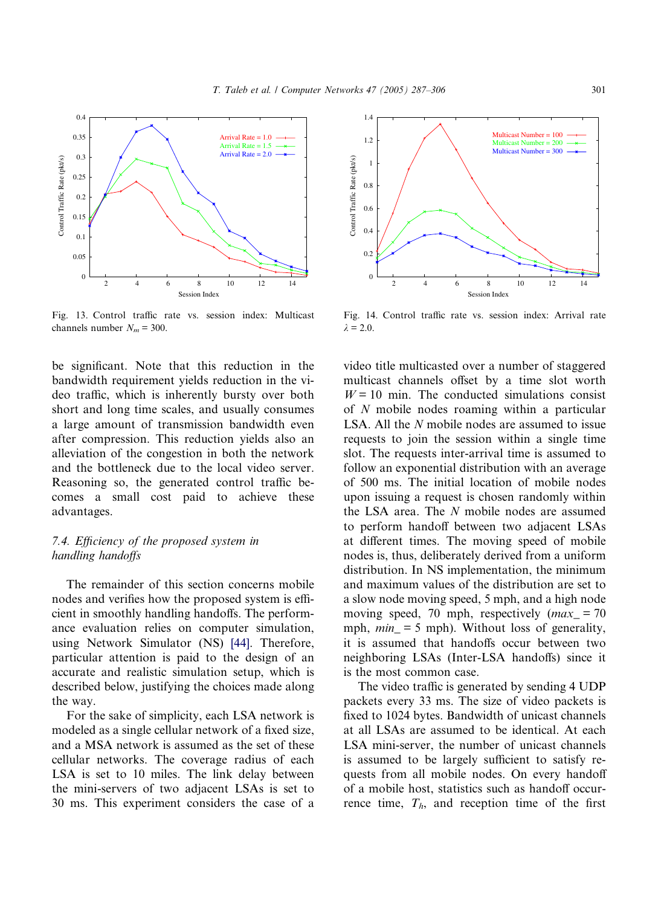Fig. 13. Control traffic rate vs. session index: Multicast channels number $N_m = 300$.

Fig. 14. Control traffic rate vs. session index: Arrival rate $\lambda = 2.0$.

be significant. Note that this reduction in the bandwidth requirement yields reduction in the video traffic, which is inherently bursty over both short and long time scales, and usually consumes a large amount of transmission bandwidth even after compression. This reduction yields also an alleviation of the congestion in both the network and the bottleneck due to the local video server. Reasoning so, the generated control traffic becomes a small cost paid to achieve these advantages.

### 7.4. Efficiency of the proposed system in handling handoffs

The remainder of this section concerns mobile nodes and verifies how the proposed system is efficient in smoothly handling handoffs. The performance evaluation relies on computer simulation, using Network Simulator (NS) [44]. Therefore, particular attention is paid to the design of an accurate and realistic simulation setup, which is described below, justifying the choices made along the way.

For the sake of simplicity, each LSA network is modeled as a single cellular network of a fixed size, and a MSA network is assumed as the set of these cellular networks. The coverage radius of each LSA is set to 10 miles. The link delay between the mini-servers of two adjacent LSAs is set to 30 ms. This experiment considers the case of a video title multicasted over a number of staggered multicast channels offset by a time slot worth $W = 10$ min. The conducted simulations consist of $N$ mobile nodes roaming within a particular LSA. All the $N$ mobile nodes are assumed to issue requests to join the session within a single time slot. The requests inter-arrival time is assumed to follow an exponential distribution with an average of 500 ms. The initial location of mobile nodes upon issuing a request is chosen randomly within the LSA area. The $N$ mobile nodes are assumed to perform handoff between two adjacent LSAs at different times. The moving speed of mobile nodes is, thus, deliberately derived from a uniform distribution. In NS implementation, the minimum and maximum values of the distribution are set to a slow node moving speed, 5 mph, and a high node moving speed, 70 mph, respectively ($max\_ = 70$ mph, $min\_ = 5$ mph). Without loss of generality, it is assumed that handoffs occur between two neighboring LSAs (Inter-LSA handoffs) since it is the most common case.

The video traffic is generated by sending 4 UDP packets every 33 ms. The size of video packets is fixed to 1024 bytes. Bandwidth of unicast channels at all LSAs are assumed to be identical. At each LSA mini-server, the number of unicast channels is assumed to be largely sufficient to satisfy requests from all mobile nodes. On every handoff of a mobile host, statistics such as handoff occurrence time, $T_h$, and reception time of the first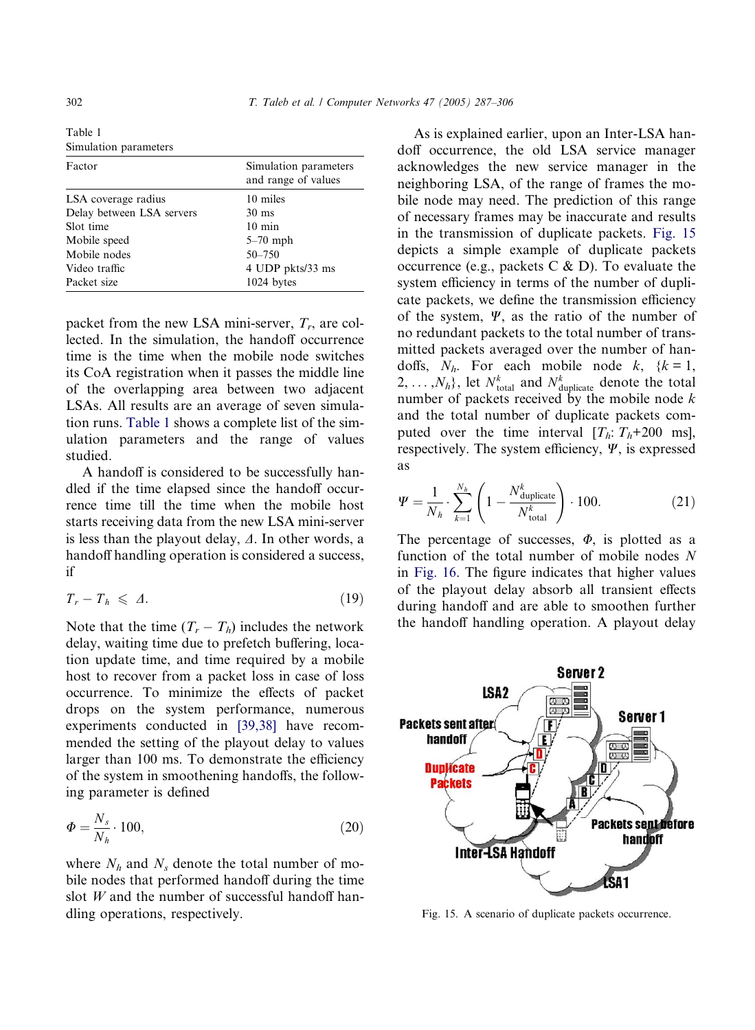Table 1
Simulation parameters

| Factor | Simulation parameters and range of values |
|---|---|
| LSA coverage radius | 10 miles |
| Delay between LSA servers | 30 ms |
| Slot time | 10 min |
| Mobile speed | 5–70 mph |
| Mobile nodes | 50–750 |
| Video traffic | 4 UDP pkts/33 ms |
| Packet size | 1024 bytes |

packet from the new LSA mini-server, $T_r$, are collected. In the simulation, the handoff occurrence time is the time when the mobile node switches its CoA registration when it passes the middle line of the overlapping area between two adjacent LSAs. All results are an average of seven simulation runs. Table 1 shows a complete list of the simulation parameters and the range of values studied.

A handoff is considered to be successfully handled if the time elapsed since the handoff occurrence time till the time when the mobile host starts receiving data from the new LSA mini-server is less than the playout delay, $\Delta$. In other words, a handoff handling operation is considered a success, if

$$T_r - T_h \leqslant \Delta. \tag{19}$$

Note that the time $(T_r - T_h)$ includes the network delay, waiting time due to prefetch buffering, location update time, and time required by a mobile host to recover from a packet loss in case of loss occurrence. To minimize the effects of packet drops on the system performance, numerous experiments conducted in [39,38] have recommended the setting of the playout delay to values larger than 100 ms. To demonstrate the efficiency of the system in smoothening handoffs, the following parameter is defined

$$\Phi = \frac{N_s}{N_h} \cdot 100, \tag{20}$$

where $N_h$ and $N_s$ denote the total number of mobile nodes that performed handoff during the time slot $W$ and the number of successful handoff handling operations, respectively.

As is explained earlier, upon an Inter-LSA handoff occurrence, the old LSA service manager acknowledges the new service manager in the neighboring LSA, of the range of frames the mobile node may need. The prediction of this range of necessary frames may be inaccurate and results in the transmission of duplicate packets. Fig. 15 depicts a simple example of duplicate packets occurrence (e.g., packets C & D). To evaluate the system efficiency in terms of the number of duplicate packets, we define the transmission efficiency of the system, $\Psi$, as the ratio of the number of no redundant packets to the total number of transmitted packets averaged over the number of handoffs, $N_h$. For each mobile node $k$, $\{k = 1, 2, \ldots, N_h\}$, let $N^k_{\text{total}}$ and $N^k_{\text{duplicate}}$ denote the total number of packets received by the mobile node $k$ and the total number of duplicate packets computed over the time interval $[T_h; T_h+200 \text{ ms}]$, respectively. The system efficiency, $\Psi$, is expressed as

$$\Psi = \frac{1}{N_h} \cdot \sum_{k=1}^{N_h} \left(1 - \frac{N^k_{\text{duplicate}}}{N^k_{\text{total}}}\right) \cdot 100. \tag{21}$$

The percentage of successes, $\Phi$, is plotted as a function of the total number of mobile nodes $N$ in Fig. 16. The figure indicates that higher values of the playout delay absorb all transient effects during handoff and are able to smoothen further the handoff handling operation. A playout delay

Fig. 15. A scenario of duplicate packets occurrence.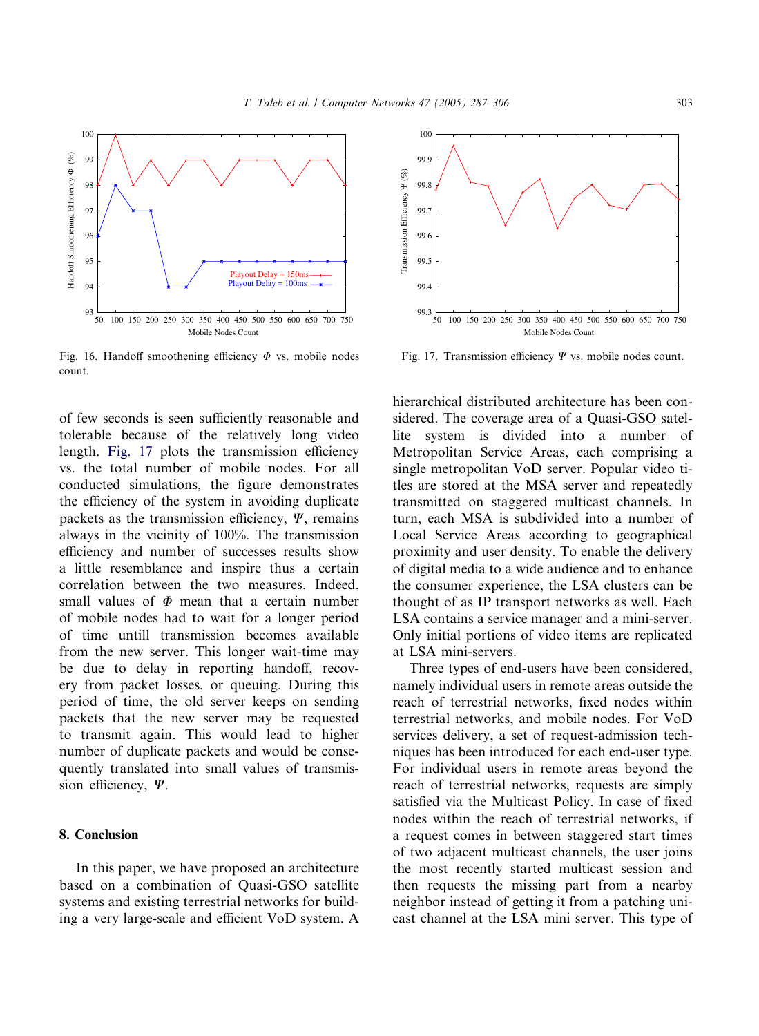Handoff Smoothening Efficiency Φ (%)

100
99
98
97
96
95
94
93

50 100 150 200 250 300 350 400 450 500 550 600 650 700 750

Mobile Nodes Count

Playout Delay = 150ms
Playout Delay = 100ms

Fig. 16. Handoff smoothening efficiency $\Phi$ vs. mobile nodes count.

Transmission Efficiency Ψ (%)

100
99.9
99.8
99.7
99.6
99.5
99.4
99.3

50 100 150 200 250 300 350 400 450 500 550 600 650 700 750

Mobile Nodes Count

Fig. 17. Transmission efficiency $\Psi$ vs. mobile nodes count.

of few seconds is seen sufficiently reasonable and tolerable because of the relatively long video length. Fig. 17 plots the transmission efficiency vs. the total number of mobile nodes. For all conducted simulations, the figure demonstrates the efficiency of the system in avoiding duplicate packets as the transmission efficiency, $\Psi$, remains always in the vicinity of 100%. The transmission efficiency and number of successes results show a little resemblance and inspire thus a certain correlation between the two measures. Indeed, small values of $\Phi$ mean that a certain number of mobile nodes had to wait for a longer period of time untill transmission becomes available from the new server. This longer wait-time may be due to delay in reporting handoff, recovery from packet losses, or queuing. During this period of time, the old server keeps on sending packets that the new server may be requested to transmit again. This would lead to higher number of duplicate packets and would be consequently translated into small values of transmission efficiency, $\Psi$.

## 8. Conclusion

In this paper, we have proposed an architecture based on a combination of Quasi-GSO satellite systems and existing terrestrial networks for building a very large-scale and efficient VoD system. A hierarchical distributed architecture has been considered. The coverage area of a Quasi-GSO satellite system is divided into a number of Metropolitan Service Areas, each comprising a single metropolitan VoD server. Popular video titles are stored at the MSA server and repeatedly transmitted on staggered multicast channels. In turn, each MSA is subdivided into a number of Local Service Areas according to geographical proximity and user density. To enable the delivery of digital media to a wide audience and to enhance the consumer experience, the LSA clusters can be thought of as IP transport networks as well. Each LSA contains a service manager and a mini-server. Only initial portions of video items are replicated at LSA mini-servers.

Three types of end-users have been considered, namely individual users in remote areas outside the reach of terrestrial networks, fixed nodes within terrestrial networks, and mobile nodes. For VoD services delivery, a set of request-admission techniques has been introduced for each end-user type. For individual users in remote areas beyond the reach of terrestrial networks, requests are simply satisfied via the Multicast Policy. In case of fixed nodes within the reach of terrestrial networks, if a request comes in between staggered start times of two adjacent multicast channels, the user joins the most recently started multicast session and then requests the missing part from a nearby neighbor instead of getting it from a patching unicast channel at the LSA mini server. This type of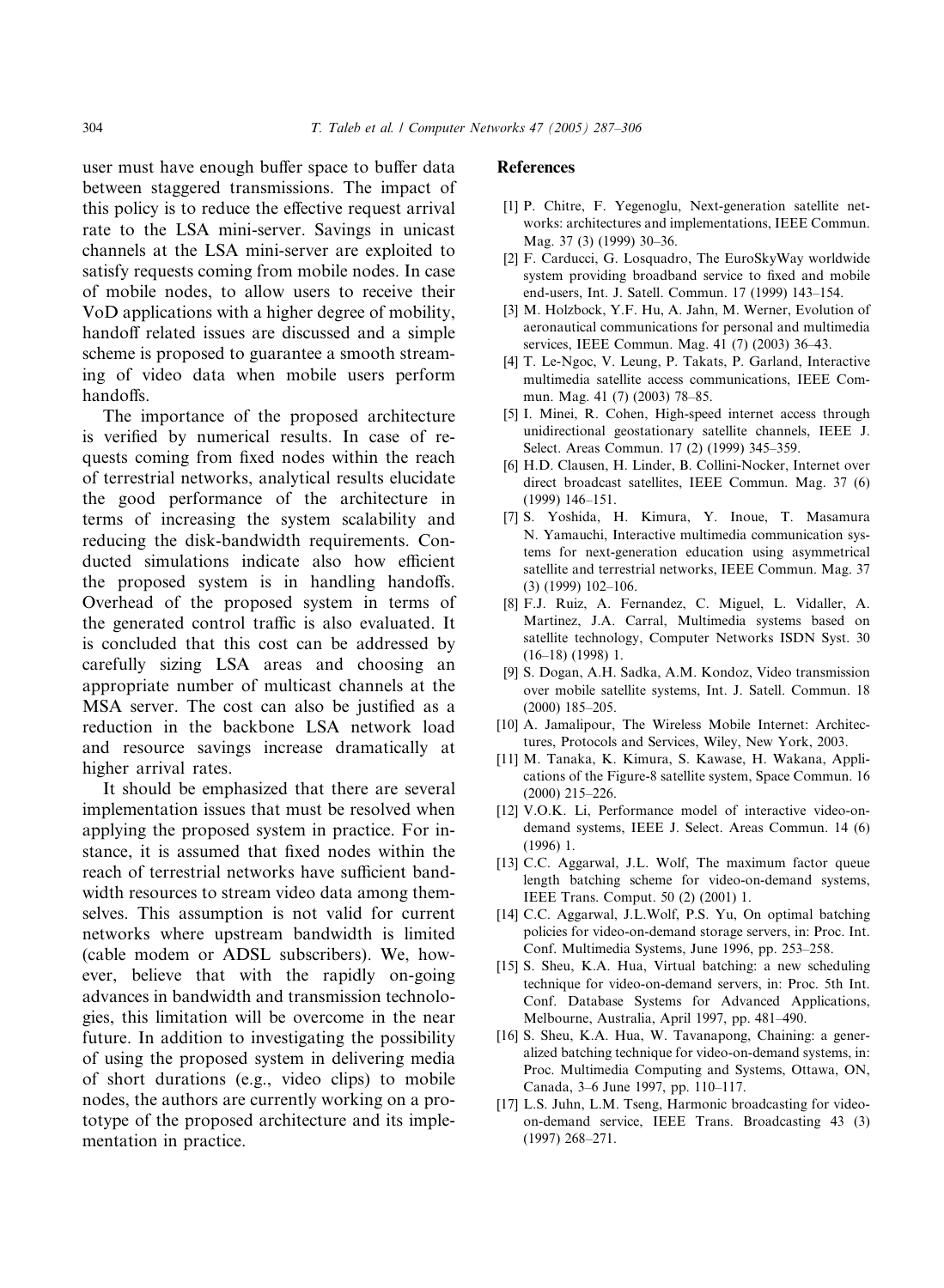user must have enough buffer space to buffer data between staggered transmissions. The impact of this policy is to reduce the effective request arrival rate to the LSA mini-server. Savings in unicast channels at the LSA mini-server are exploited to satisfy requests coming from mobile nodes. In case of mobile nodes, to allow users to receive their VoD applications with a higher degree of mobility, handoff related issues are discussed and a simple scheme is proposed to guarantee a smooth streaming of video data when mobile users perform handoffs.

The importance of the proposed architecture is verified by numerical results. In case of requests coming from fixed nodes within the reach of terrestrial networks, analytical results elucidate the good performance of the architecture in terms of increasing the system scalability and reducing the disk-bandwidth requirements. Conducted simulations indicate also how efficient the proposed system is in handling handoffs. Overhead of the proposed system in terms of the generated control traffic is also evaluated. It is concluded that this cost can be addressed by carefully sizing LSA areas and choosing an appropriate number of multicast channels at the MSA server. The cost can also be justified as a reduction in the backbone LSA network load and resource savings increase dramatically at higher arrival rates.

It should be emphasized that there are several implementation issues that must be resolved when applying the proposed system in practice. For instance, it is assumed that fixed nodes within the reach of terrestrial networks have sufficient bandwidth resources to stream video data among themselves. This assumption is not valid for current networks where upstream bandwidth is limited (cable modem or ADSL subscribers). We, however, believe that with the rapidly on-going advances in bandwidth and transmission technologies, this limitation will be overcome in the near future. In addition to investigating the possibility of using the proposed system in delivering media of short durations (e.g., video clips) to mobile nodes, the authors are currently working on a prototype of the proposed architecture and its implementation in practice.

## References

[1] P. Chitre, F. Yegenoglu, Next-generation satellite networks: architectures and implementations, IEEE Commun. Mag. 37 (3) (1999) 30–36.

[2] F. Carducci, G. Losquadro, The EuroSkyWay worldwide system providing broadband service to fixed and mobile end-users, Int. J. Satell. Commun. 17 (1999) 143–154.

[3] M. Holzbock, Y.F. Hu, A. Jahn, M. Werner, Evolution of aeronautical communications for personal and multimedia services, IEEE Commun. Mag. 41 (7) (2003) 36–43.

[4] T. Le-Ngoc, V. Leung, P. Takats, P. Garland, Interactive multimedia satellite access communications, IEEE Commun. Mag. 41 (7) (2003) 78–85.

[5] I. Minei, R. Cohen, High-speed internet access through unidirectional geostationary satellite channels, IEEE J. Select. Areas Commun. 17 (2) (1999) 345–359.

[6] H.D. Clausen, H. Linder, B. Collini-Nocker, Internet over direct broadcast satellites, IEEE Commun. Mag. 37 (6) (1999) 146–151.

[7] S. Yoshida, H. Kimura, Y. Inoue, T. Masamura N. Yamauchi, Interactive multimedia communication systems for next-generation education using asymmetrical satellite and terrestrial networks, IEEE Commun. Mag. 37 (3) (1999) 102–106.

[8] F.J. Ruiz, A. Fernandez, C. Miguel, L. Vidaller, A. Martinez, J.A. Carral, Multimedia systems based on satellite technology, Computer Networks ISDN Syst. 30 (16–18) (1998) 1.

[9] S. Dogan, A.H. Sadka, A.M. Kondoz, Video transmission over mobile satellite systems, Int. J. Satell. Commun. 18 (2000) 185–205.

[10] A. Jamalipour, The Wireless Mobile Internet: Architectures, Protocols and Services, Wiley, New York, 2003.

[11] M. Tanaka, K. Kimura, S. Kawase, H. Wakana, Applications of the Figure-8 satellite system, Space Commun. 16 (2000) 215–226.

[12] V.O.K. Li, Performance model of interactive video-on-demand systems, IEEE J. Select. Areas Commun. 14 (6) (1996) 1.

[13] C.C. Aggarwal, J.L. Wolf, The maximum factor queue length batching scheme for video-on-demand systems, IEEE Trans. Comput. 50 (2) (2001) 1.

[14] C.C. Aggarwal, J.L.Wolf, P.S. Yu, On optimal batching policies for video-on-demand storage servers, in: Proc. Int. Conf. Multimedia Systems, June 1996, pp. 253–258.

[15] S. Sheu, K.A. Hua, Virtual batching: a new scheduling technique for video-on-demand servers, in: Proc. 5th Int. Conf. Database Systems for Advanced Applications, Melbourne, Australia, April 1997, pp. 481–490.

[16] S. Sheu, K.A. Hua, W. Tavanapong, Chaining: a generalized batching technique for video-on-demand systems, in: Proc. Multimedia Computing and Systems, Ottawa, ON, Canada, 3–6 June 1997, pp. 110–117.

[17] L.S. Juhn, L.M. Tseng, Harmonic broadcasting for video-on-demand service, IEEE Trans. Broadcasting 43 (3) (1997) 268–271.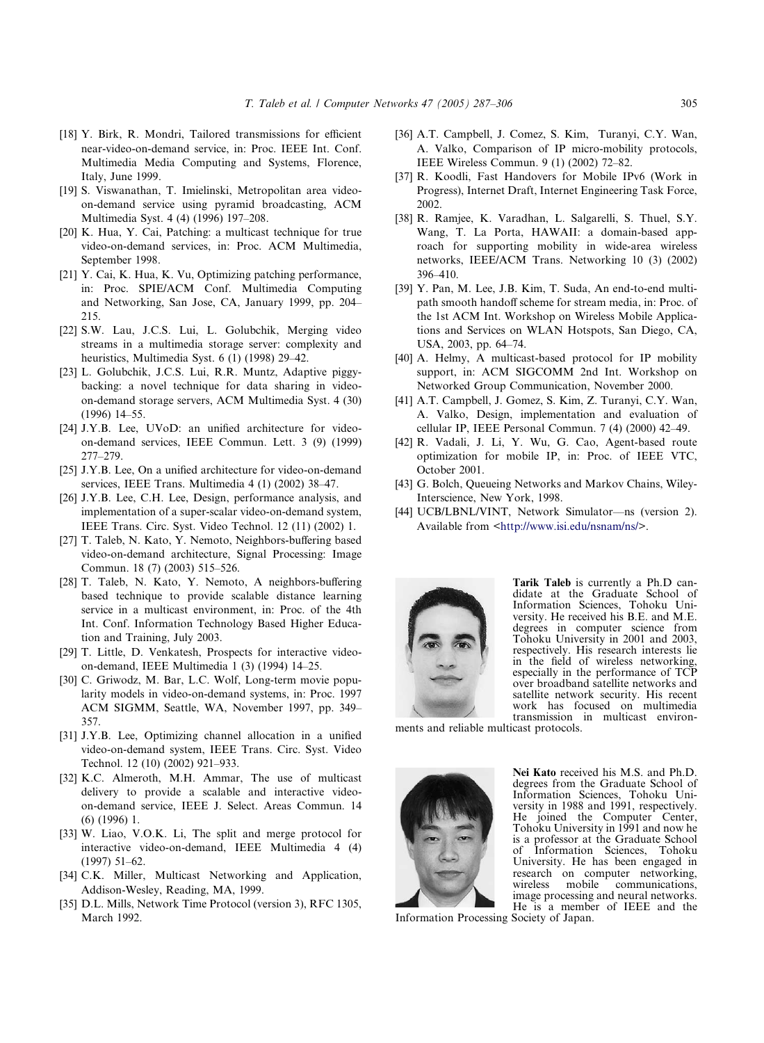[18] Y. Birk, R. Mondri, Tailored transmissions for efficient near-video-on-demand service, in: Proc. IEEE Int. Conf. Multimedia Media Computing and Systems, Florence, Italy, June 1999.

[19] S. Viswanathan, T. Imielinski, Metropolitan area video-on-demand service using pyramid broadcasting, ACM Multimedia Syst. 4 (4) (1996) 197–208.

[20] K. Hua, Y. Cai, Patching: a multicast technique for true video-on-demand services, in: Proc. ACM Multimedia, September 1998.

[21] Y. Cai, K. Hua, K. Vu, Optimizing patching performance, in: Proc. SPIE/ACM Conf. Multimedia Computing and Networking, San Jose, CA, January 1999, pp. 204–215.

[22] S.W. Lau, J.C.S. Lui, L. Golubchik, Merging video streams in a multimedia storage server: complexity and heuristics, Multimedia Syst. 6 (1) (1998) 29–42.

[23] L. Golubchik, J.C.S. Lui, R.R. Muntz, Adaptive piggybacking: a novel technique for data sharing in video-on-demand storage servers, ACM Multimedia Syst. 4 (30) (1996) 14–55.

[24] J.Y.B. Lee, UVoD: an unified architecture for video-on-demand services, IEEE Commun. Lett. 3 (9) (1999) 277–279.

[25] J.Y.B. Lee, On a unified architecture for video-on-demand services, IEEE Trans. Multimedia 4 (1) (2002) 38–47.

[26] J.Y.B. Lee, C.H. Lee, Design, performance analysis, and implementation of a super-scalar video-on-demand system, IEEE Trans. Circ. Syst. Video Technol. 12 (11) (2002) 1.

[27] T. Taleb, N. Kato, Y. Nemoto, Neighbors-buffering based video-on-demand architecture, Signal Processing: Image Commun. 18 (7) (2003) 515–526.

[28] T. Taleb, N. Kato, Y. Nemoto, A neighbors-buffering based technique to provide scalable distance learning service in a multicast environment, in: Proc. of the 4th Int. Conf. Information Technology Based Higher Education and Training, July 2003.

[29] T. Little, D. Venkatesh, Prospects for interactive video-on-demand, IEEE Multimedia 1 (3) (1994) 14–25.

[30] C. Griwodz, M. Bar, L.C. Wolf, Long-term movie popularity models in video-on-demand systems, in: Proc. 1997 ACM SIGMM, Seattle, WA, November 1997, pp. 349–357.

[31] J.Y.B. Lee, Optimizing channel allocation in a unified video-on-demand system, IEEE Trans. Circ. Syst. Video Technol. 12 (10) (2002) 921–933.

[32] K.C. Almeroth, M.H. Ammar, The use of multicast delivery to provide a scalable and interactive video-on-demand service, IEEE J. Select. Areas Commun. 14 (6) (1996) 1.

[33] W. Liao, V.O.K. Li, The split and merge protocol for interactive video-on-demand, IEEE Multimedia 4 (4) (1997) 51–62.

[34] C.K. Miller, Multicast Networking and Application, Addison-Wesley, Reading, MA, 1999.

[35] D.L. Mills, Network Time Protocol (version 3), RFC 1305, March 1992.

[36] A.T. Campbell, J. Comez, S. Kim, Turanyi, C.Y. Wan, A. Valko, Comparison of IP micro-mobility protocols, IEEE Wireless Commun. 9 (1) (2002) 72–82.

[37] R. Koodli, Fast Handovers for Mobile IPv6 (Work in Progress), Internet Draft, Internet Engineering Task Force, 2002.

[38] R. Ramjee, K. Varadhan, L. Salgarelli, S. Thuel, S.Y. Wang, T. La Porta, HAWAII: a domain-based approach for supporting mobility in wide-area wireless networks, IEEE/ACM Trans. Networking 10 (3) (2002) 396–410.

[39] Y. Pan, M. Lee, J.B. Kim, T. Suda, An end-to-end multipath smooth handoff scheme for stream media, in: Proc. of the 1st ACM Int. Workshop on Wireless Mobile Applications and Services on WLAN Hotspots, San Diego, CA, USA, 2003, pp. 64–74.

[40] A. Helmy, A multicast-based protocol for IP mobility support, in: ACM SIGCOMM 2nd Int. Workshop on Networked Group Communication, November 2000.

[41] A.T. Campbell, J. Gomez, S. Kim, Z. Turanyi, C.Y. Wan, A. Valko, Design, implementation and evaluation of cellular IP, IEEE Personal Commun. 7 (4) (2000) 42–49.

[42] R. Vadali, J. Li, Y. Wu, G. Cao, Agent-based route optimization for mobile IP, in: Proc. of IEEE VTC, October 2001.

[43] G. Bolch, Queueing Networks and Markov Chains, Wiley-Interscience, New York, 1998.

[44] UCB/LBNL/VINT, Network Simulator—ns (version 2). Available from <http://www.isi.edu/nsnam/ns/>.

**Tarik Taleb** is currently a Ph.D candidate at the Graduate School of Information Sciences, Tohoku University. He received his B.E. and M.E. degrees in computer science from Tohoku University in 2001 and 2003, respectively. His research interests lie in the field of wireless networking, especially in the performance of TCP over broadband satellite networks and satellite network security. His recent work has focused on multimedia transmission in multicast environments and reliable multicast protocols.

**Nei Kato** received his M.S. and Ph.D. degrees from the Graduate School of Information Sciences, Tohoku University in 1988 and 1991, respectively. He joined the Computer Center, Tohoku University in 1991 and now he is a professor at the Graduate School of Information Sciences, Tohoku University. He has been engaged in research on computer networking, wireless mobile communications, image processing and neural networks. He is a member of IEEE and the Information Processing Society of Japan.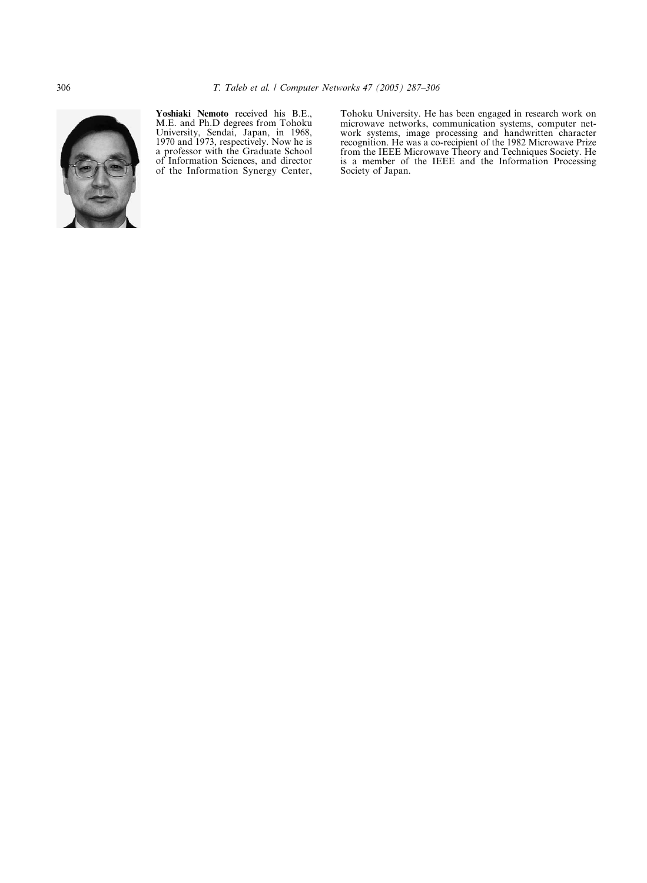**Yoshiaki Nemoto** received his B.E., M.E. and Ph.D degrees from Tohoku University, Sendai, Japan, in 1968, 1970 and 1973, respectively. Now he is a professor with the Graduate School of Information Sciences, and director of the Information Synergy Center, Tohoku University. He has been engaged in research work on microwave networks, communication systems, computer network systems, image processing and handwritten character recognition. He was a co-recipient of the 1982 Microwave Prize from the IEEE Microwave Theory and Techniques Society. He is a member of the IEEE and the Information Processing Society of Japan.